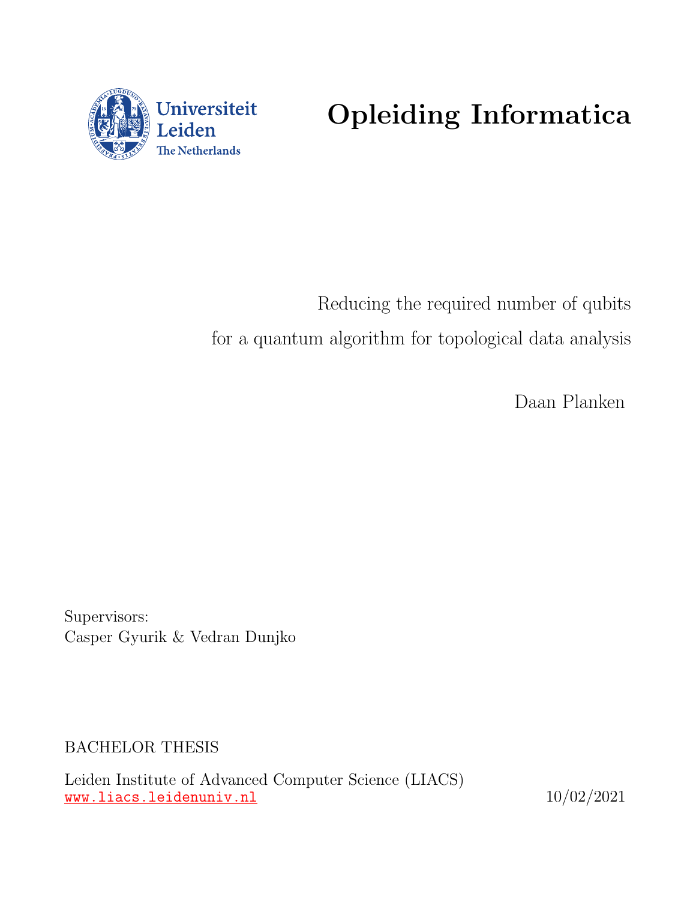Universiteit Leiden
The Netherlands

# Opleiding Informatica

Reducing the required number of qubits

for a quantum algorithm for topological data analysis

Daan Planken

Supervisors:
Casper Gyurik & Vedran Dunjko

BACHELOR THESIS

Leiden Institute of Advanced Computer Science (LIACS)
www.liacs.leidenuniv.nl

10/02/2021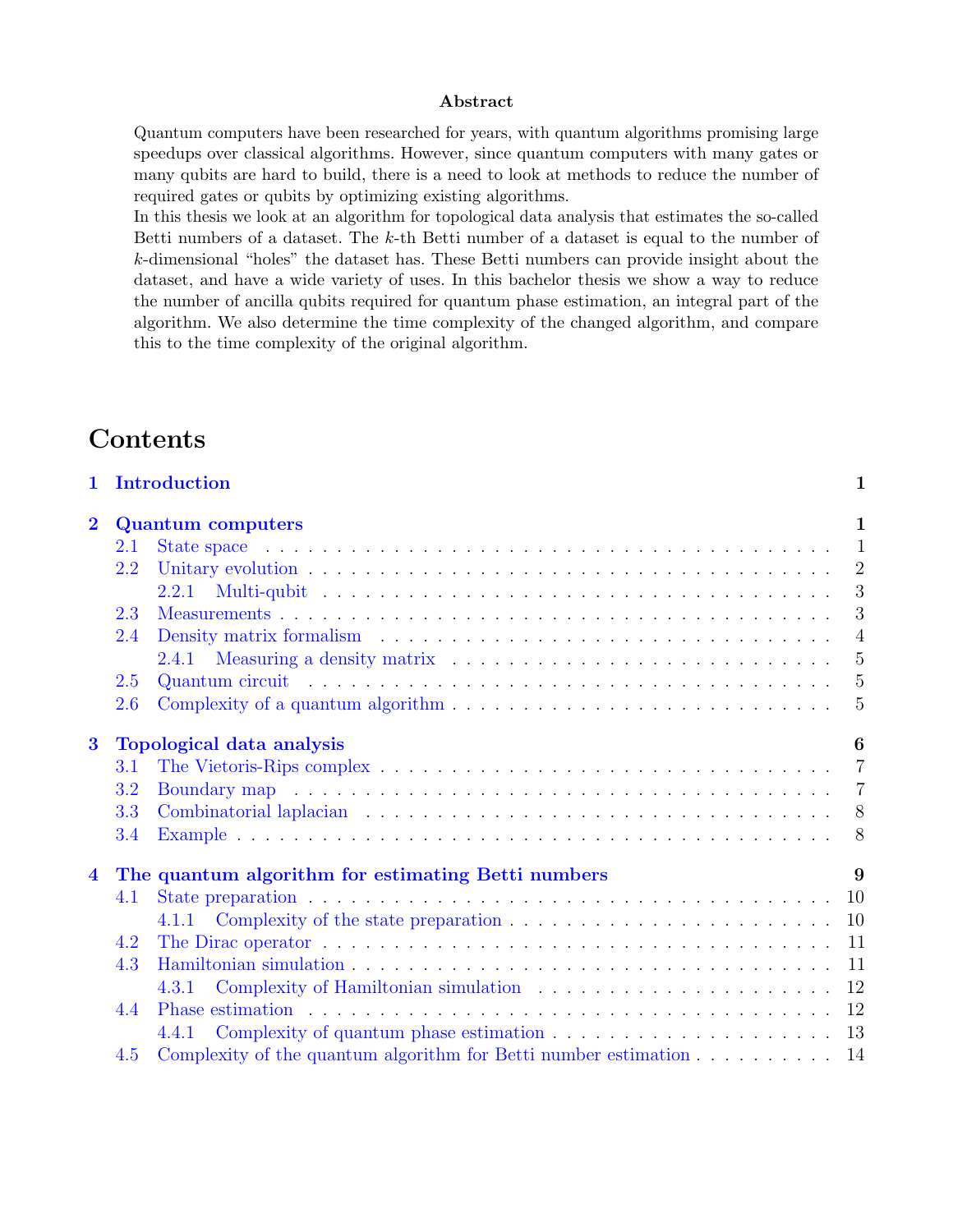**Abstract**

Quantum computers have been researched for years, with quantum algorithms promising large speedups over classical algorithms. However, since quantum computers with many gates or many qubits are hard to build, there is a need to look at methods to reduce the number of required gates or qubits by optimizing existing algorithms.
In this thesis we look at an algorithm for topological data analysis that estimates the so-called Betti numbers of a dataset. The $k$-th Betti number of a dataset is equal to the number of $k$-dimensional "holes" the dataset has. These Betti numbers can provide insight about the dataset, and have a wide variety of uses. In this bachelor thesis we show a way to reduce the number of ancilla qubits required for quantum phase estimation, an integral part of the algorithm. We also determine the time complexity of the changed algorithm, and compare this to the time complexity of the original algorithm.

# Contents

**1 Introduction** — 1

**2 Quantum computers** — 1
- 2.1 State space — 1
- 2.2 Unitary evolution — 2
  - 2.2.1 Multi-qubit — 3
- 2.3 Measurements — 3
- 2.4 Density matrix formalism — 4
  - 2.4.1 Measuring a density matrix — 5
- 2.5 Quantum circuit — 5
- 2.6 Complexity of a quantum algorithm — 5

**3 Topological data analysis** — 6
- 3.1 The Vietoris-Rips complex — 7
- 3.2 Boundary map — 7
- 3.3 Combinatorial laplacian — 8
- 3.4 Example — 8

**4 The quantum algorithm for estimating Betti numbers** — 9
- 4.1 State preparation — 10
  - 4.1.1 Complexity of the state preparation — 10
- 4.2 The Dirac operator — 11
- 4.3 Hamiltonian simulation — 11
  - 4.3.1 Complexity of Hamiltonian simulation — 12
- 4.4 Phase estimation — 12
  - 4.4.1 Complexity of quantum phase estimation — 13
- 4.5 Complexity of the quantum algorithm for Betti number estimation — 14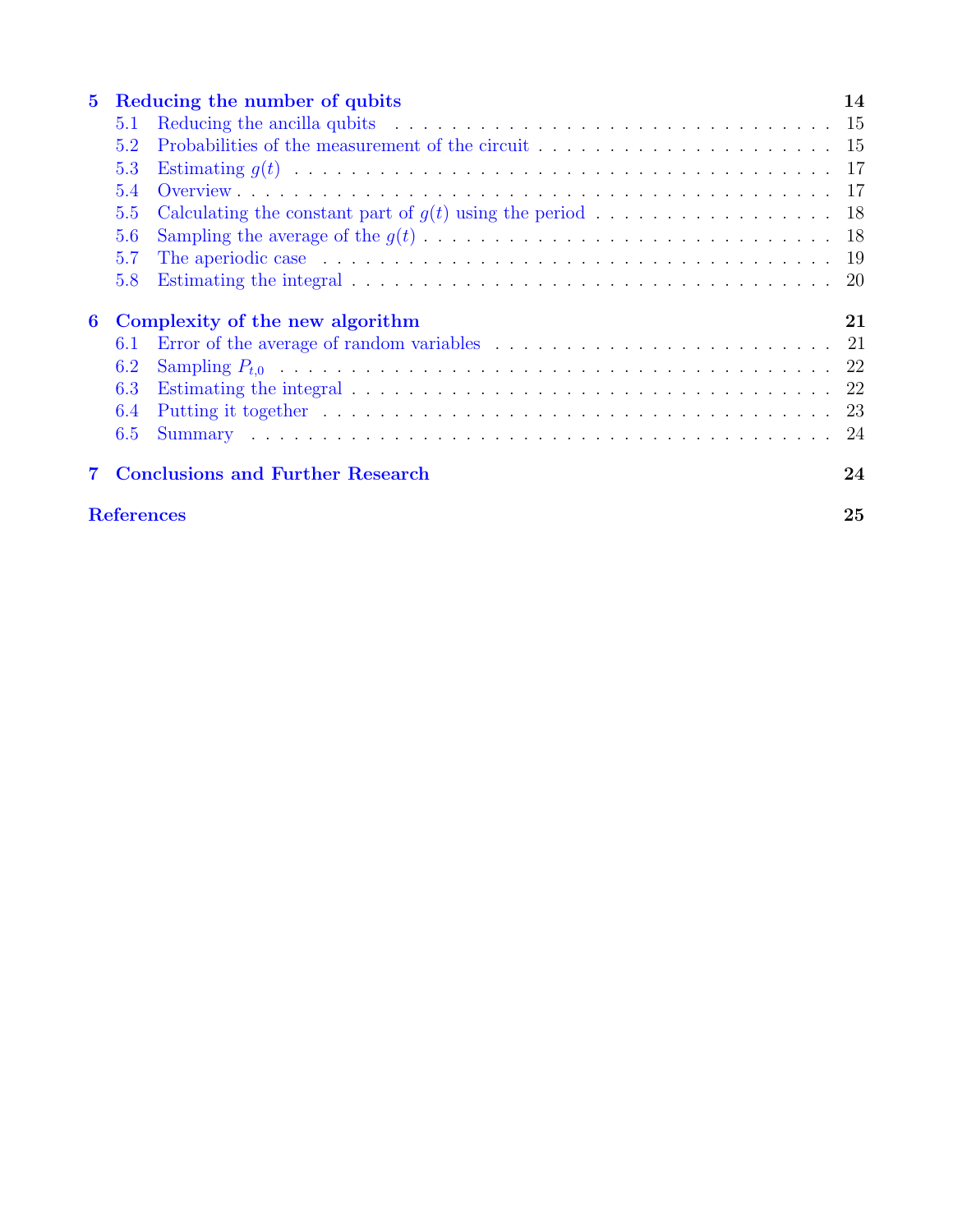**5 Reducing the number of qubits** **14**

5.1 Reducing the ancilla qubits . . . 15

5.2 Probabilities of the measurement of the circuit . . . 15

5.3 Estimating $g(t)$ . . . 17

5.4 Overview . . . 17

5.5 Calculating the constant part of $g(t)$ using the period . . . 18

5.6 Sampling the average of the $g(t)$ . . . 18

5.7 The aperiodic case . . . 19

5.8 Estimating the integral . . . 20

**6 Complexity of the new algorithm** **21**

6.1 Error of the average of random variables . . . 21

6.2 Sampling $P_{t,0}$ . . . 22

6.3 Estimating the integral . . . 22

6.4 Putting it together . . . 23

6.5 Summary . . . 24

**7 Conclusions and Further Research** **24**

**References** **25**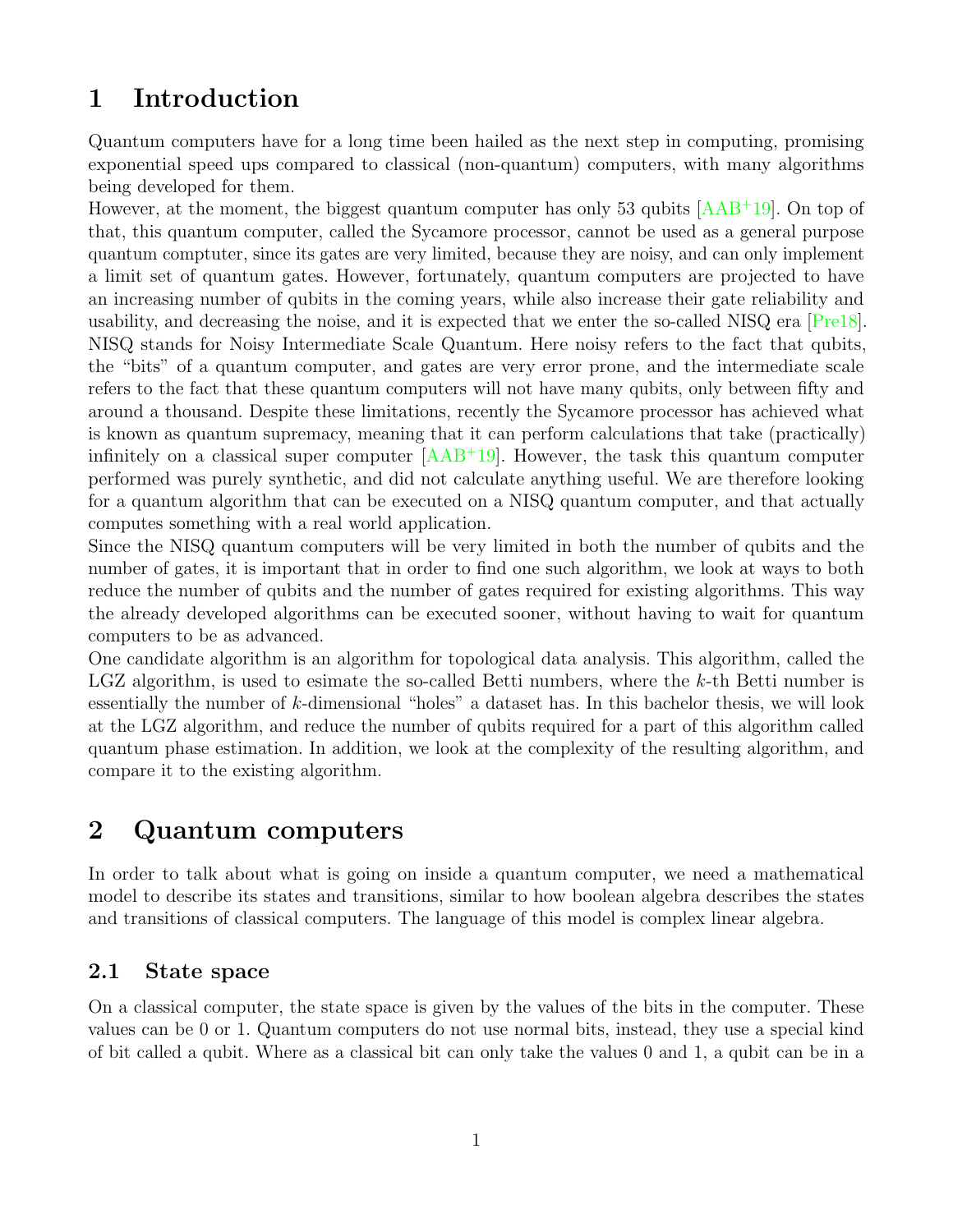# 1 Introduction

Quantum computers have for a long time been hailed as the next step in computing, promising exponential speed ups compared to classical (non-quantum) computers, with many algorithms being developed for them.
However, at the moment, the biggest quantum computer has only 53 qubits [AAB+19]. On top of that, this quantum computer, called the Sycamore processor, cannot be used as a general purpose quantum comptuter, since its gates are very limited, because they are noisy, and can only implement a limit set of quantum gates. However, fortunately, quantum computers are projected to have an increasing number of qubits in the coming years, while also increase their gate reliability and usability, and decreasing the noise, and it is expected that we enter the so-called NISQ era [Pre18]. NISQ stands for Noisy Intermediate Scale Quantum. Here noisy refers to the fact that qubits, the "bits" of a quantum computer, and gates are very error prone, and the intermediate scale refers to the fact that these quantum computers will not have many qubits, only between fifty and around a thousand. Despite these limitations, recently the Sycamore processor has achieved what is known as quantum supremacy, meaning that it can perform calculations that take (practically) infinitely on a classical super computer [AAB+19]. However, the task this quantum computer performed was purely synthetic, and did not calculate anything useful. We are therefore looking for a quantum algorithm that can be executed on a NISQ quantum computer, and that actually computes something with a real world application.
Since the NISQ quantum computers will be very limited in both the number of qubits and the number of gates, it is important that in order to find one such algorithm, we look at ways to both reduce the number of qubits and the number of gates required for existing algorithms. This way the already developed algorithms can be executed sooner, without having to wait for quantum computers to be as advanced.
One candidate algorithm is an algorithm for topological data analysis. This algorithm, called the LGZ algorithm, is used to esimate the so-called Betti numbers, where the $k$-th Betti number is essentially the number of $k$-dimensional "holes" a dataset has. In this bachelor thesis, we will look at the LGZ algorithm, and reduce the number of qubits required for a part of this algorithm called quantum phase estimation. In addition, we look at the complexity of the resulting algorithm, and compare it to the existing algorithm.

# 2 Quantum computers

In order to talk about what is going on inside a quantum computer, we need a mathematical model to describe its states and transitions, similar to how boolean algebra describes the states and transitions of classical computers. The language of this model is complex linear algebra.

## 2.1 State space

On a classical computer, the state space is given by the values of the bits in the computer. These values can be 0 or 1. Quantum computers do not use normal bits, instead, they use a special kind of bit called a qubit. Where as a classical bit can only take the values 0 and 1, a qubit can be in a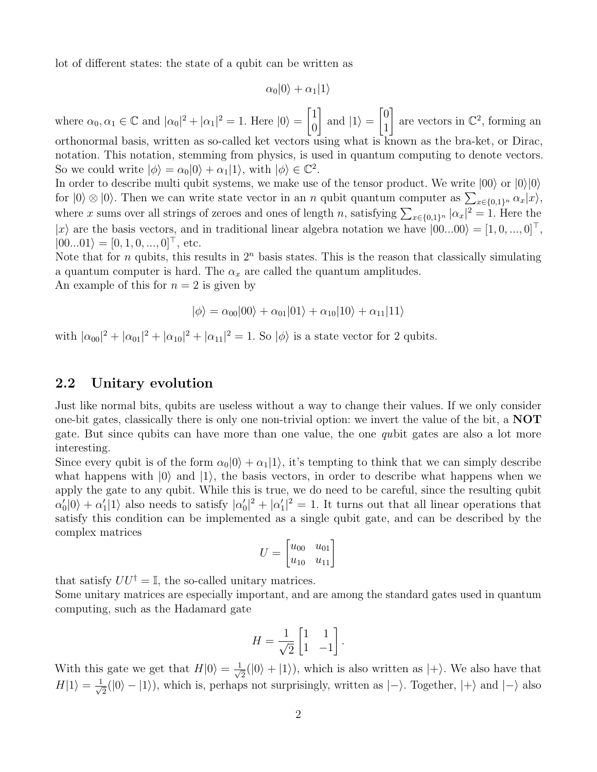lot of different states: the state of a qubit can be written as

$$\alpha_0|0\rangle + \alpha_1|1\rangle$$

where $\alpha_0, \alpha_1 \in \mathbb{C}$ and $|\alpha_0|^2 + |\alpha_1|^2 = 1$. Here $|0\rangle = \begin{bmatrix} 1 \\ 0 \end{bmatrix}$ and $|1\rangle = \begin{bmatrix} 0 \\ 1 \end{bmatrix}$ are vectors in $\mathbb{C}^2$, forming an orthonormal basis, written as so-called ket vectors using what is known as the bra-ket, or Dirac, notation. This notation, stemming from physics, is used in quantum computing to denote vectors. So we could write $|\phi\rangle = \alpha_0|0\rangle + \alpha_1|1\rangle$, with $|\phi\rangle \in \mathbb{C}^2$.

In order to describe multi qubit systems, we make use of the tensor product. We write $|00\rangle$ or $|0\rangle|0\rangle$ for $|0\rangle \otimes |0\rangle$. Then we can write state vector in an $n$ qubit quantum computer as $\sum_{x \in \{0,1\}^n} \alpha_x |x\rangle$, where $x$ sums over all strings of zeroes and ones of length $n$, satisfying $\sum_{x \in \{0,1\}^n} |\alpha_x|^2 = 1$. Here the $|x\rangle$ are the basis vectors, and in traditional linear algebra notation we have $|00...00\rangle = [1, 0, ..., 0]^\top$, $|00...01\rangle = [0, 1, 0, ..., 0]^\top$, etc.

Note that for $n$ qubits, this results in $2^n$ basis states. This is the reason that classically simulating a quantum computer is hard. The $\alpha_x$ are called the quantum amplitudes.

An example of this for $n = 2$ is given by

$$|\phi\rangle = \alpha_{00}|00\rangle + \alpha_{01}|01\rangle + \alpha_{10}|10\rangle + \alpha_{11}|11\rangle$$

with $|\alpha_{00}|^2 + |\alpha_{01}|^2 + |\alpha_{10}|^2 + |\alpha_{11}|^2 = 1$. So $|\phi\rangle$ is a state vector for 2 qubits.

## 2.2 Unitary evolution

Just like normal bits, qubits are useless without a way to change their values. If we only consider one-bit gates, classically there is only one non-trivial option: we invert the value of the bit, a **NOT** gate. But since qubits can have more than one value, the one *qu*bit gates are also a lot more interesting.

Since every qubit is of the form $\alpha_0|0\rangle + \alpha_1|1\rangle$, it's tempting to think that we can simply describe what happens with $|0\rangle$ and $|1\rangle$, the basis vectors, in order to describe what happens when we apply the gate to any qubit. While this is true, we do need to be careful, since the resulting qubit $\alpha_0'|0\rangle + \alpha_1'|1\rangle$ also needs to satisfy $|\alpha_0'|^2 + |\alpha_1'|^2 = 1$. It turns out that all linear operations that satisfy this condition can be implemented as a single qubit gate, and can be described by the complex matrices

$$U = \begin{bmatrix} u_{00} & u_{01} \\ u_{10} & u_{11} \end{bmatrix}$$

that satisfy $UU^\dagger = \mathbb{I}$, the so-called unitary matrices.

Some unitary matrices are especially important, and are among the standard gates used in quantum computing, such as the Hadamard gate

$$H = \frac{1}{\sqrt{2}} \begin{bmatrix} 1 & 1 \\ 1 & -1 \end{bmatrix}.$$

With this gate we get that $H|0\rangle = \frac{1}{\sqrt{2}}(|0\rangle + |1\rangle)$, which is also written as $|+\rangle$. We also have that $H|1\rangle = \frac{1}{\sqrt{2}}(|0\rangle - |1\rangle)$, which is, perhaps not surprisingly, written as $|-\rangle$. Together, $|+\rangle$ and $|-\rangle$ also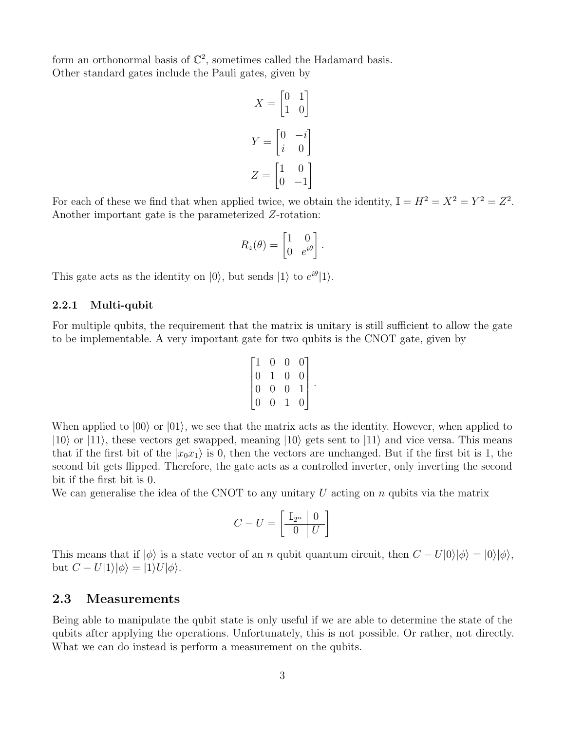form an orthonormal basis of $\mathbb{C}^2$, sometimes called the Hadamard basis.
Other standard gates include the Pauli gates, given by

$$X = \begin{bmatrix} 0 & 1 \\ 1 & 0 \end{bmatrix}$$

$$Y = \begin{bmatrix} 0 & -i \\ i & 0 \end{bmatrix}$$

$$Z = \begin{bmatrix} 1 & 0 \\ 0 & -1 \end{bmatrix}$$

For each of these we find that when applied twice, we obtain the identity, $\mathbb{I} = H^2 = X^2 = Y^2 = Z^2$.
Another important gate is the parameterized $Z$-rotation:

$$R_z(\theta) = \begin{bmatrix} 1 & 0 \\ 0 & e^{i\theta} \end{bmatrix}.$$

This gate acts as the identity on $|0\rangle$, but sends $|1\rangle$ to $e^{i\theta}|1\rangle$.

### 2.2.1 Multi-qubit

For multiple qubits, the requirement that the matrix is unitary is still sufficient to allow the gate to be implementable. A very important gate for two qubits is the CNOT gate, given by

$$\begin{bmatrix} 1 & 0 & 0 & 0 \\ 0 & 1 & 0 & 0 \\ 0 & 0 & 0 & 1 \\ 0 & 0 & 1 & 0 \end{bmatrix}.$$

When applied to $|00\rangle$ or $|01\rangle$, we see that the matrix acts as the identity. However, when applied to $|10\rangle$ or $|11\rangle$, these vectors get swapped, meaning $|10\rangle$ gets sent to $|11\rangle$ and vice versa. This means that if the first bit of the $|x_0x_1\rangle$ is 0, then the vectors are unchanged. But if the first bit is 1, the second bit gets flipped. Therefore, the gate acts as a controlled inverter, only inverting the second bit if the first bit is 0.
We can generalise the idea of the CNOT to any unitary $U$ acting on $n$ qubits via the matrix

$$C - U = \left[ \begin{array}{c|c} \mathbb{I}_{2^n} & 0 \\ \hline 0 & U \end{array} \right]$$

This means that if $|\phi\rangle$ is a state vector of an $n$ qubit quantum circuit, then $C - U|0\rangle|\phi\rangle = |0\rangle|\phi\rangle$, but $C - U|1\rangle|\phi\rangle = |1\rangle U|\phi\rangle$.

## 2.3 Measurements

Being able to manipulate the qubit state is only useful if we are able to determine the state of the qubits after applying the operations. Unfortunately, this is not possible. Or rather, not directly. What we can do instead is perform a measurement on the qubits.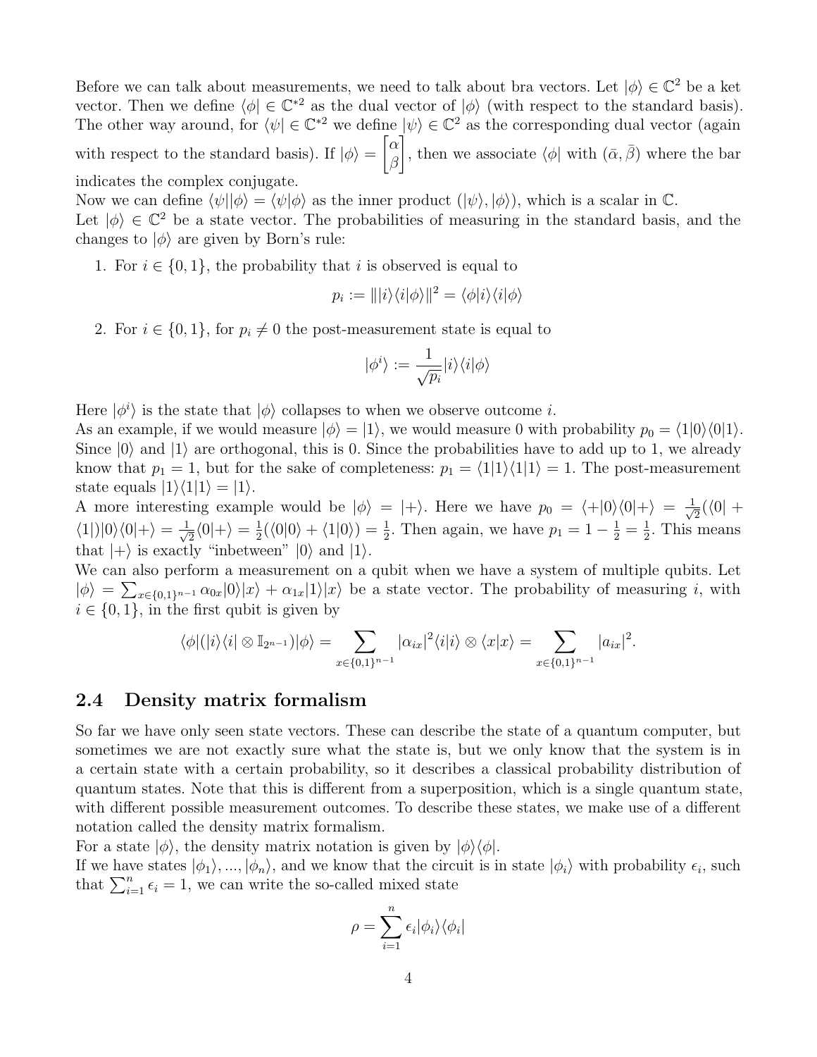Before we can talk about measurements, we need to talk about bra vectors. Let $|\phi\rangle \in \mathbb{C}^2$ be a ket vector. Then we define $\langle\phi| \in \mathbb{C}^{*2}$ as the dual vector of $|\phi\rangle$ (with respect to the standard basis). The other way around, for $\langle\psi| \in \mathbb{C}^{*2}$ we define $|\psi\rangle \in \mathbb{C}^2$ as the corresponding dual vector (again with respect to the standard basis). If $|\phi\rangle = \begin{bmatrix}\alpha \\ \beta\end{bmatrix}$, then we associate $\langle\phi|$ with $(\bar{\alpha}, \bar{\beta})$ where the bar indicates the complex conjugate.

Now we can define $\langle\psi||\phi\rangle = \langle\psi|\phi\rangle$ as the inner product $(|\psi\rangle, |\phi\rangle)$, which is a scalar in $\mathbb{C}$.

Let $|\phi\rangle \in \mathbb{C}^2$ be a state vector. The probabilities of measuring in the standard basis, and the changes to $|\phi\rangle$ are given by Born's rule:

1. For $i \in \{0, 1\}$, the probability that $i$ is observed is equal to

$$p_i := \||i\rangle\langle i|\phi\rangle\|^2 = \langle\phi|i\rangle\langle i|\phi\rangle$$

2. For $i \in \{0, 1\}$, for $p_i \neq 0$ the post-measurement state is equal to

$$|\phi^i\rangle := \frac{1}{\sqrt{p_i}}|i\rangle\langle i|\phi\rangle$$

Here $|\phi^i\rangle$ is the state that $|\phi\rangle$ collapses to when we observe outcome $i$.

As an example, if we would measure $|\phi\rangle = |1\rangle$, we would measure 0 with probability $p_0 = \langle 1|0\rangle\langle 0|1\rangle$. Since $|0\rangle$ and $|1\rangle$ are orthogonal, this is 0. Since the probabilities have to add up to 1, we already know that $p_1 = 1$, but for the sake of completeness: $p_1 = \langle 1|1\rangle\langle 1|1\rangle = 1$. The post-measurement state equals $|1\rangle\langle 1|1\rangle = |1\rangle$.

A more interesting example would be $|\phi\rangle = |+\rangle$. Here we have $p_0 = \langle +|0\rangle\langle 0|+\rangle = \frac{1}{\sqrt{2}}(\langle 0| + \langle 1|)|0\rangle\langle 0|+\rangle = \frac{1}{\sqrt{2}}\langle 0|+\rangle = \frac{1}{2}(\langle 0|0\rangle + \langle 1|0\rangle) = \frac{1}{2}$. Then again, we have $p_1 = 1 - \frac{1}{2} = \frac{1}{2}$. This means that $|+\rangle$ is exactly "inbetween" $|0\rangle$ and $|1\rangle$.

We can also perform a measurement on a qubit when we have a system of multiple qubits. Let $|\phi\rangle = \sum_{x \in \{0,1\}^{n-1}} \alpha_{0x}|0\rangle|x\rangle + \alpha_{1x}|1\rangle|x\rangle$ be a state vector. The probability of measuring $i$, with $i \in \{0, 1\}$, in the first qubit is given by

$$\langle\phi|(|i\rangle\langle i| \otimes \mathbb{I}_{2^{n-1}})|\phi\rangle = \sum_{x \in \{0,1\}^{n-1}} |\alpha_{ix}|^2 \langle i|i\rangle \otimes \langle x|x\rangle = \sum_{x \in \{0,1\}^{n-1}} |a_{ix}|^2.$$

## 2.4 Density matrix formalism

So far we have only seen state vectors. These can describe the state of a quantum computer, but sometimes we are not exactly sure what the state is, but we only know that the system is in a certain state with a certain probability, so it describes a classical probability distribution of quantum states. Note that this is different from a superposition, which is a single quantum state, with different possible measurement outcomes. To describe these states, we make use of a different notation called the density matrix formalism.

For a state $|\phi\rangle$, the density matrix notation is given by $|\phi\rangle\langle\phi|$.

If we have states $|\phi_1\rangle, ..., |\phi_n\rangle$, and we know that the circuit is in state $|\phi_i\rangle$ with probability $\epsilon_i$, such that $\sum_{i=1}^{n} \epsilon_i = 1$, we can write the so-called mixed state

$$\rho = \sum_{i=1}^{n} \epsilon_i |\phi_i\rangle\langle\phi_i|$$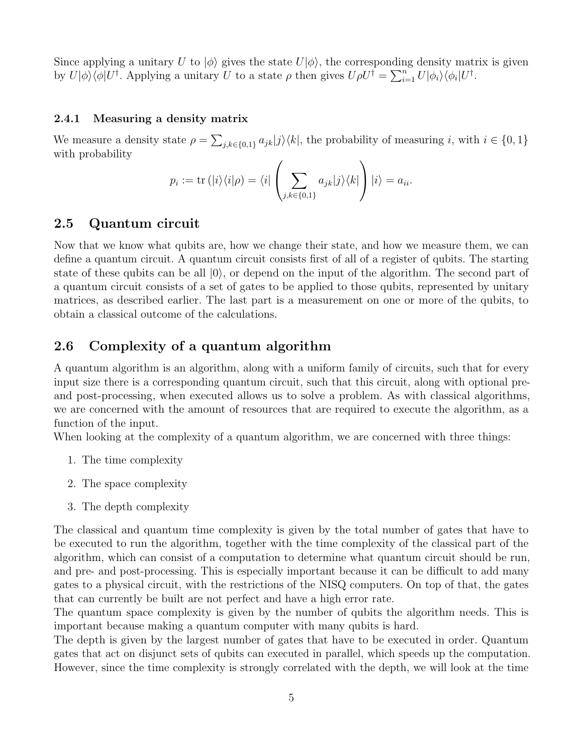Since applying a unitary $U$ to $|\phi\rangle$ gives the state $U|\phi\rangle$, the corresponding density matrix is given by $U|\phi\rangle\langle\phi|U^\dagger$. Applying a unitary $U$ to a state $\rho$ then gives $U\rho U^\dagger = \sum_{i=1}^{n} U|\phi_i\rangle\langle\phi_i|U^\dagger$.

### 2.4.1 Measuring a density matrix

We measure a density state $\rho = \sum_{j,k\in\{0,1\}} a_{jk}|j\rangle\langle k|$, the probability of measuring $i$, with $i \in \{0,1\}$ with probability

$$p_i := \text{tr}\left(|i\rangle\langle i|\rho\right) = \langle i| \left( \sum_{j,k\in\{0,1\}} a_{jk}|j\rangle\langle k| \right) |i\rangle = a_{ii}.$$

## 2.5 Quantum circuit

Now that we know what qubits are, how we change their state, and how we measure them, we can define a quantum circuit. A quantum circuit consists first of all of a register of qubits. The starting state of these qubits can be all $|0\rangle$, or depend on the input of the algorithm. The second part of a quantum circuit consists of a set of gates to be applied to those qubits, represented by unitary matrices, as described earlier. The last part is a measurement on one or more of the qubits, to obtain a classical outcome of the calculations.

## 2.6 Complexity of a quantum algorithm

A quantum algorithm is an algorithm, along with a uniform family of circuits, such that for every input size there is a corresponding quantum circuit, such that this circuit, along with optional pre- and post-processing, when executed allows us to solve a problem. As with classical algorithms, we are concerned with the amount of resources that are required to execute the algorithm, as a function of the input.

When looking at the complexity of a quantum algorithm, we are concerned with three things:

1. The time complexity
2. The space complexity
3. The depth complexity

The classical and quantum time complexity is given by the total number of gates that have to be executed to run the algorithm, together with the time complexity of the classical part of the algorithm, which can consist of a computation to determine what quantum circuit should be run, and pre- and post-processing. This is especially important because it can be difficult to add many gates to a physical circuit, with the restrictions of the NISQ computers. On top of that, the gates that can currently be built are not perfect and have a high error rate.

The quantum space complexity is given by the number of qubits the algorithm needs. This is important because making a quantum computer with many qubits is hard.

The depth is given by the largest number of gates that have to be executed in order. Quantum gates that act on disjunct sets of qubits can executed in parallel, which speeds up the computation. However, since the time complexity is strongly correlated with the depth, we will look at the time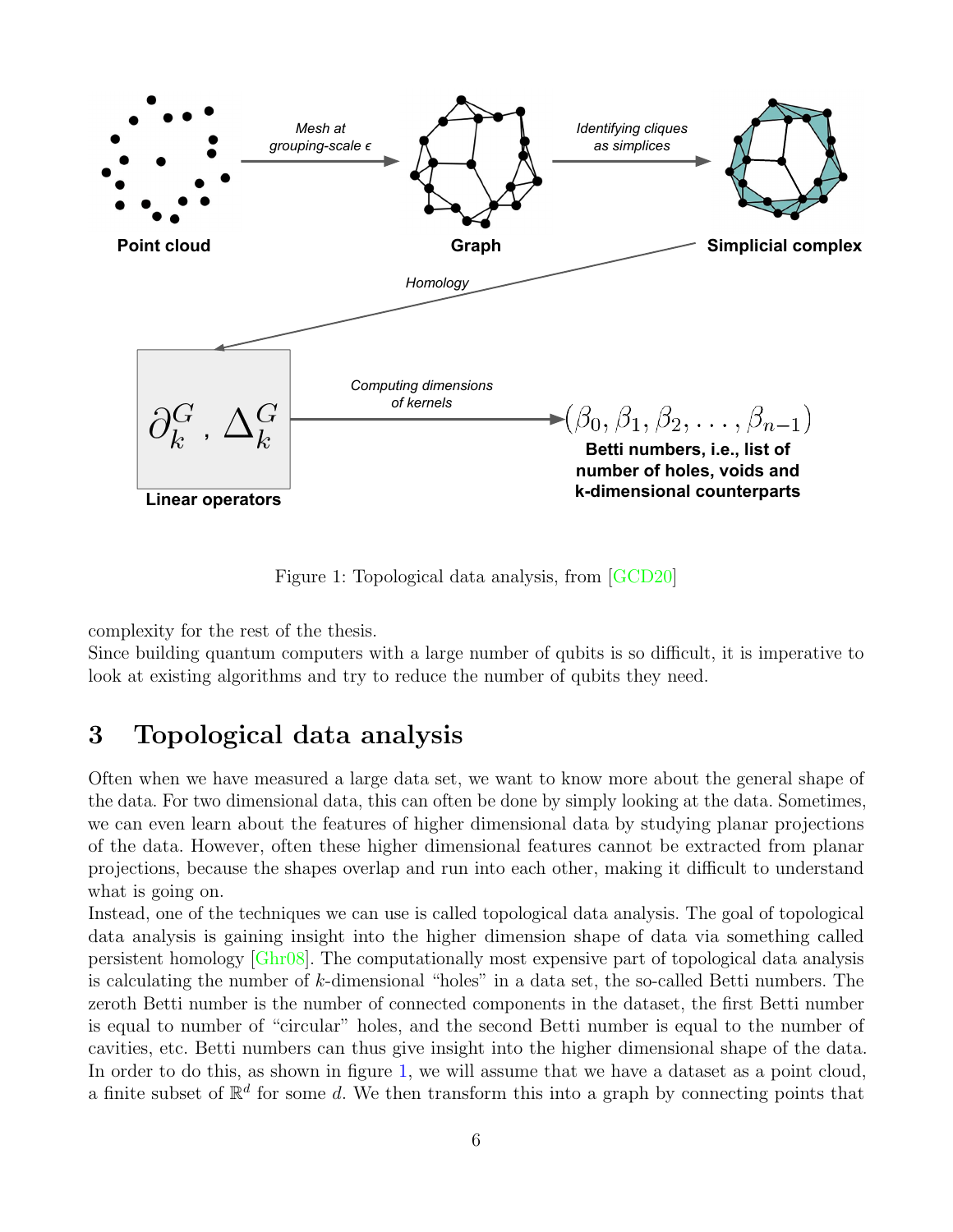Point cloud

Mesh at grouping-scale $\epsilon$

Graph

Identifying cliques as simplices

Simplicial complex

Homology

$\partial_k^G$ , $\Delta_k^G$

Linear operators

Computing dimensions of kernels

$(\beta_0, \beta_1, \beta_2, \ldots, \beta_{n-1})$

Betti numbers, i.e., list of number of holes, voids and k-dimensional counterparts

Figure 1: Topological data analysis, from [GCD20]

complexity for the rest of the thesis.
Since building quantum computers with a large number of qubits is so difficult, it is imperative to look at existing algorithms and try to reduce the number of qubits they need.

## 3 Topological data analysis

Often when we have measured a large data set, we want to know more about the general shape of the data. For two dimensional data, this can often be done by simply looking at the data. Sometimes, we can even learn about the features of higher dimensional data by studying planar projections of the data. However, often these higher dimensional features cannot be extracted from planar projections, because the shapes overlap and run into each other, making it difficult to understand what is going on.
Instead, one of the techniques we can use is called topological data analysis. The goal of topological data analysis is gaining insight into the higher dimension shape of data via something called persistent homology [Ghr08]. The computationally most expensive part of topological data analysis is calculating the number of $k$-dimensional "holes" in a data set, the so-called Betti numbers. The zeroth Betti number is the number of connected components in the dataset, the first Betti number is equal to number of "circular" holes, and the second Betti number is equal to the number of cavities, etc. Betti numbers can thus give insight into the higher dimensional shape of the data. In order to do this, as shown in figure 1, we will assume that we have a dataset as a point cloud, a finite subset of $\mathbb{R}^d$ for some $d$. We then transform this into a graph by connecting points that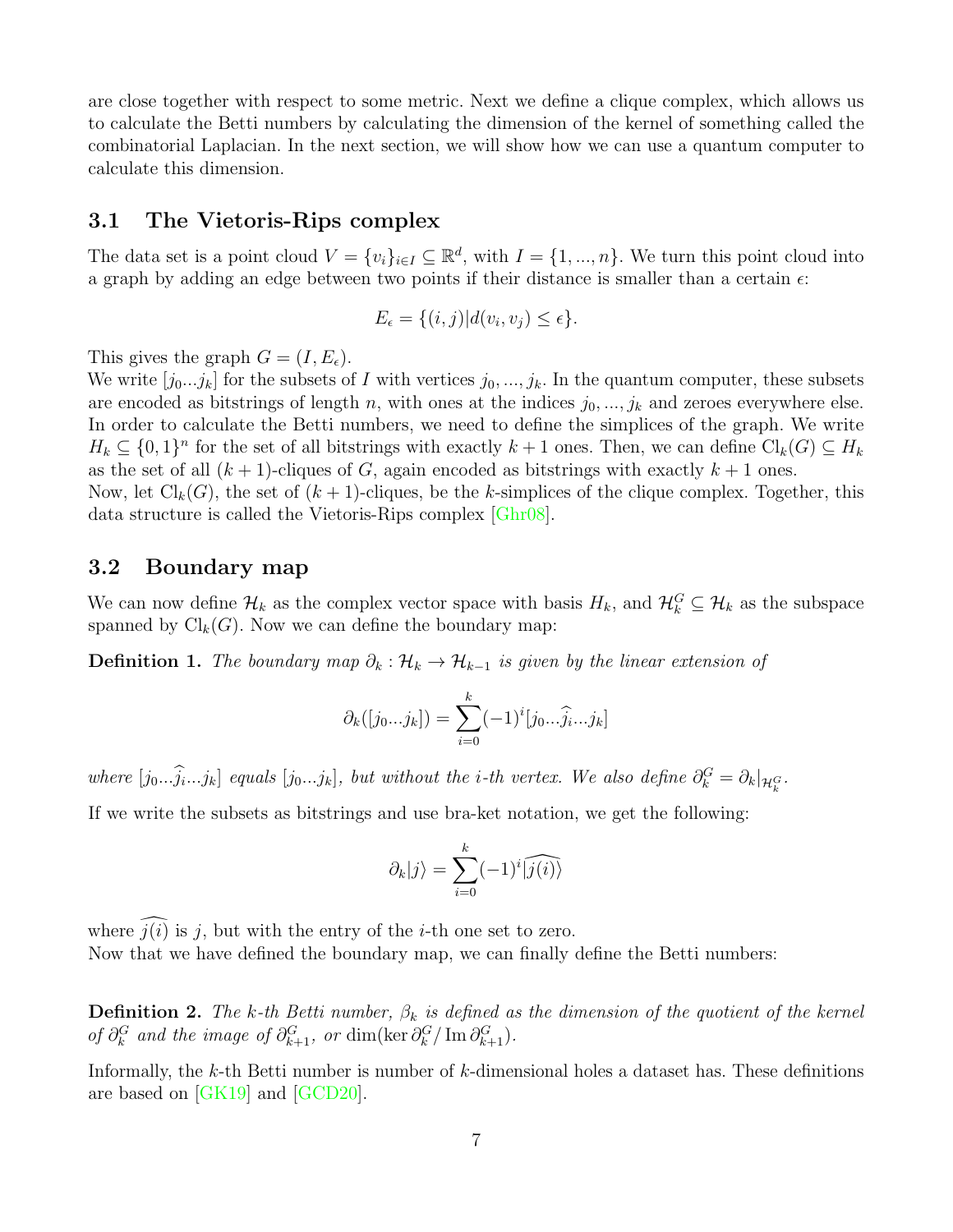are close together with respect to some metric. Next we define a clique complex, which allows us to calculate the Betti numbers by calculating the dimension of the kernel of something called the combinatorial Laplacian. In the next section, we will show how we can use a quantum computer to calculate this dimension.

## 3.1 The Vietoris-Rips complex

The data set is a point cloud $V = \{v_i\}_{i \in I} \subseteq \mathbb{R}^d$, with $I = \{1, ..., n\}$. We turn this point cloud into a graph by adding an edge between two points if their distance is smaller than a certain $\epsilon$:

$$E_\epsilon = \{(i, j) | d(v_i, v_j) \leq \epsilon\}.$$

This gives the graph $G = (I, E_\epsilon)$.
We write $[j_0...j_k]$ for the subsets of $I$ with vertices $j_0, ..., j_k$. In the quantum computer, these subsets are encoded as bitstrings of length $n$, with ones at the indices $j_0, ..., j_k$ and zeroes everywhere else. In order to calculate the Betti numbers, we need to define the simplices of the graph. We write $H_k \subseteq \{0, 1\}^n$ for the set of all bitstrings with exactly $k + 1$ ones. Then, we can define $\mathrm{Cl}_k(G) \subseteq H_k$ as the set of all $(k + 1)$-cliques of $G$, again encoded as bitstrings with exactly $k + 1$ ones.
Now, let $\mathrm{Cl}_k(G)$, the set of $(k + 1)$-cliques, be the $k$-simplices of the clique complex. Together, this data structure is called the Vietoris-Rips complex [Ghr08].

## 3.2 Boundary map

We can now define $\mathcal{H}_k$ as the complex vector space with basis $H_k$, and $\mathcal{H}_k^G \subseteq \mathcal{H}_k$ as the subspace spanned by $\mathrm{Cl}_k(G)$. Now we can define the boundary map:

**Definition 1.** *The boundary map $\partial_k : \mathcal{H}_k \to \mathcal{H}_{k-1}$ is given by the linear extension of*

$$\partial_k([j_0...j_k]) = \sum_{i=0}^{k} (-1)^i [j_0...\widehat{j_i}...j_k]$$

*where $[j_0...\widehat{j_i}...j_k]$ equals $[j_0...j_k]$, but without the $i$-th vertex. We also define $\partial_k^G = \partial_k|_{\mathcal{H}_k^G}$.*

If we write the subsets as bitstrings and use bra-ket notation, we get the following:

$$\partial_k |j\rangle = \sum_{i=0}^{k} (-1)^i \widehat{|j(i)\rangle}$$

where $\widehat{j(i)}$ is $j$, but with the entry of the $i$-th one set to zero.
Now that we have defined the boundary map, we can finally define the Betti numbers:

**Definition 2.** *The $k$-th Betti number, $\beta_k$ is defined as the dimension of the quotient of the kernel of $\partial_k^G$ and the image of $\partial_{k+1}^G$, or $\dim(\ker \partial_k^G / \operatorname{Im} \partial_{k+1}^G)$.*

Informally, the $k$-th Betti number is number of $k$-dimensional holes a dataset has. These definitions are based on [GK19] and [GCD20].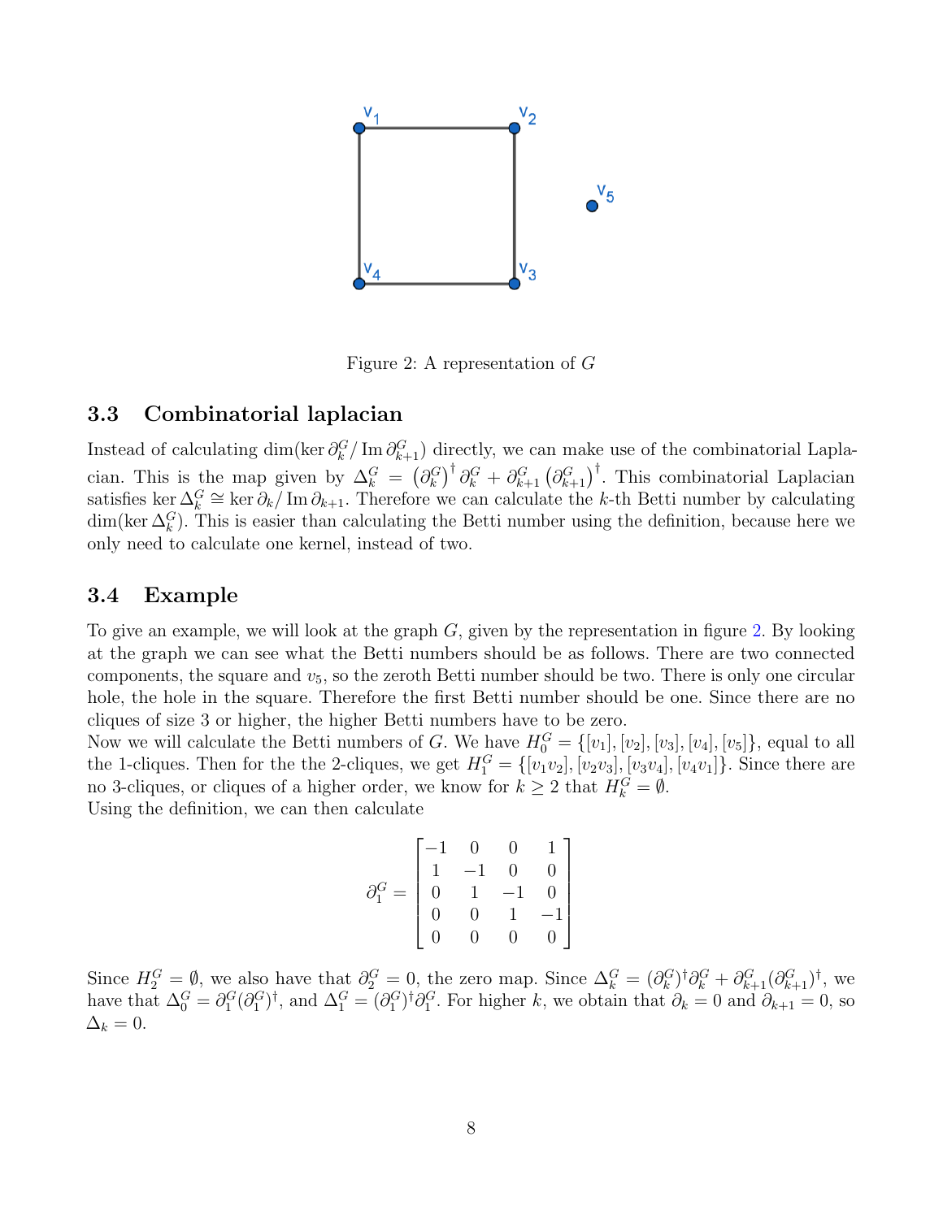v1 v2 v5 v4 v3

Figure 2: A representation of $G$

### 3.3 Combinatorial laplacian

Instead of calculating $\dim(\ker \partial_k^G / \operatorname{Im} \partial_{k+1}^G)$ directly, we can make use of the combinatorial Laplacian. This is the map given by $\Delta_k^G = \left(\partial_k^G\right)^\dagger \partial_k^G + \partial_{k+1}^G \left(\partial_{k+1}^G\right)^\dagger$. This combinatorial Laplacian satisfies $\ker \Delta_k^G \cong \ker \partial_k / \operatorname{Im} \partial_{k+1}$. Therefore we can calculate the $k$-th Betti number by calculating $\dim(\ker \Delta_k^G)$. This is easier than calculating the Betti number using the definition, because here we only need to calculate one kernel, instead of two.

### 3.4 Example

To give an example, we will look at the graph $G$, given by the representation in figure 2. By looking at the graph we can see what the Betti numbers should be as follows. There are two connected components, the square and $v_5$, so the zeroth Betti number should be two. There is only one circular hole, the hole in the square. Therefore the first Betti number should be one. Since there are no cliques of size 3 or higher, the higher Betti numbers have to be zero.
Now we will calculate the Betti numbers of $G$. We have $H_0^G = \{[v_1], [v_2], [v_3], [v_4], [v_5]\}$, equal to all the 1-cliques. Then for the the 2-cliques, we get $H_1^G = \{[v_1 v_2], [v_2 v_3], [v_3 v_4], [v_4 v_1]\}$. Since there are no 3-cliques, or cliques of a higher order, we know for $k \geq 2$ that $H_k^G = \emptyset$.
Using the definition, we can then calculate

$$\partial_1^G = \begin{bmatrix} -1 & 0 & 0 & 1 \\ 1 & -1 & 0 & 0 \\ 0 & 1 & -1 & 0 \\ 0 & 0 & 1 & -1 \\ 0 & 0 & 0 & 0 \end{bmatrix}$$

Since $H_2^G = \emptyset$, we also have that $\partial_2^G = 0$, the zero map. Since $\Delta_k^G = (\partial_k^G)^\dagger \partial_k^G + \partial_{k+1}^G (\partial_{k+1}^G)^\dagger$, we have that $\Delta_0^G = \partial_1^G (\partial_1^G)^\dagger$, and $\Delta_1^G = (\partial_1^G)^\dagger \partial_1^G$. For higher $k$, we obtain that $\partial_k = 0$ and $\partial_{k+1} = 0$, so $\Delta_k = 0$.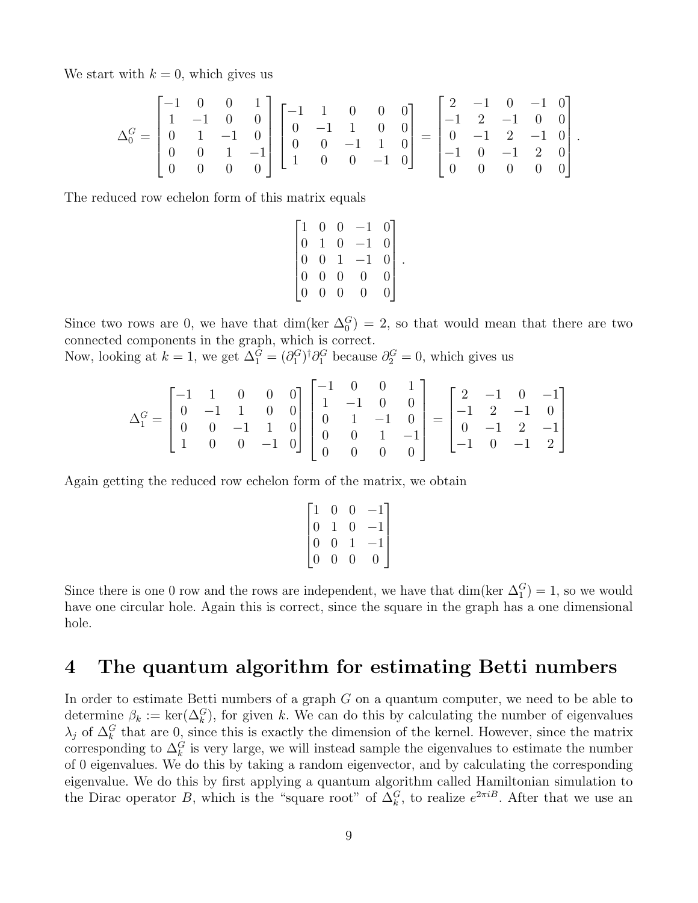We start with $k = 0$, which gives us

$$\Delta_0^G = \begin{bmatrix} -1 & 0 & 0 & 1 \\ 1 & -1 & 0 & 0 \\ 0 & 1 & -1 & 0 \\ 0 & 0 & 1 & -1 \\ 0 & 0 & 0 & 0 \end{bmatrix} \begin{bmatrix} -1 & 1 & 0 & 0 & 0 \\ 0 & -1 & 1 & 0 & 0 \\ 0 & 0 & -1 & 1 & 0 \\ 1 & 0 & 0 & -1 & 0 \end{bmatrix} = \begin{bmatrix} 2 & -1 & 0 & -1 & 0 \\ -1 & 2 & -1 & 0 & 0 \\ 0 & -1 & 2 & -1 & 0 \\ -1 & 0 & -1 & 2 & 0 \\ 0 & 0 & 0 & 0 & 0 \end{bmatrix}.$$

The reduced row echelon form of this matrix equals

$$\begin{bmatrix} 1 & 0 & 0 & -1 & 0 \\ 0 & 1 & 0 & -1 & 0 \\ 0 & 0 & 1 & -1 & 0 \\ 0 & 0 & 0 & 0 & 0 \\ 0 & 0 & 0 & 0 & 0 \end{bmatrix}.$$

Since two rows are 0, we have that $\dim(\ker \Delta_0^G) = 2$, so that would mean that there are two connected components in the graph, which is correct.
Now, looking at $k = 1$, we get $\Delta_1^G = (\partial_1^G)^\dagger \partial_1^G$ because $\partial_2^G = 0$, which gives us

$$\Delta_1^G = \begin{bmatrix} -1 & 1 & 0 & 0 & 0 \\ 0 & -1 & 1 & 0 & 0 \\ 0 & 0 & -1 & 1 & 0 \\ 1 & 0 & 0 & -1 & 0 \end{bmatrix} \begin{bmatrix} -1 & 0 & 0 & 1 \\ 1 & -1 & 0 & 0 \\ 0 & 1 & -1 & 0 \\ 0 & 0 & 1 & -1 \\ 0 & 0 & 0 & 0 \end{bmatrix} = \begin{bmatrix} 2 & -1 & 0 & -1 \\ -1 & 2 & -1 & 0 \\ 0 & -1 & 2 & -1 \\ -1 & 0 & -1 & 2 \end{bmatrix}$$

Again getting the reduced row echelon form of the matrix, we obtain

$$\begin{bmatrix} 1 & 0 & 0 & -1 \\ 0 & 1 & 0 & -1 \\ 0 & 0 & 1 & -1 \\ 0 & 0 & 0 & 0 \end{bmatrix}$$

Since there is one 0 row and the rows are independent, we have that $\dim(\ker \Delta_1^G) = 1$, so we would have one circular hole. Again this is correct, since the square in the graph has a one dimensional hole.

# 4 The quantum algorithm for estimating Betti numbers

In order to estimate Betti numbers of a graph $G$ on a quantum computer, we need to be able to determine $\beta_k := \ker(\Delta_k^G)$, for given $k$. We can do this by calculating the number of eigenvalues $\lambda_j$ of $\Delta_k^G$ that are 0, since this is exactly the dimension of the kernel. However, since the matrix corresponding to $\Delta_k^G$ is very large, we will instead sample the eigenvalues to estimate the number of 0 eigenvalues. We do this by taking a random eigenvector, and by calculating the corresponding eigenvalue. We do this by first applying a quantum algorithm called Hamiltonian simulation to the Dirac operator $B$, which is the "square root" of $\Delta_k^G$, to realize $e^{2\pi i B}$. After that we use an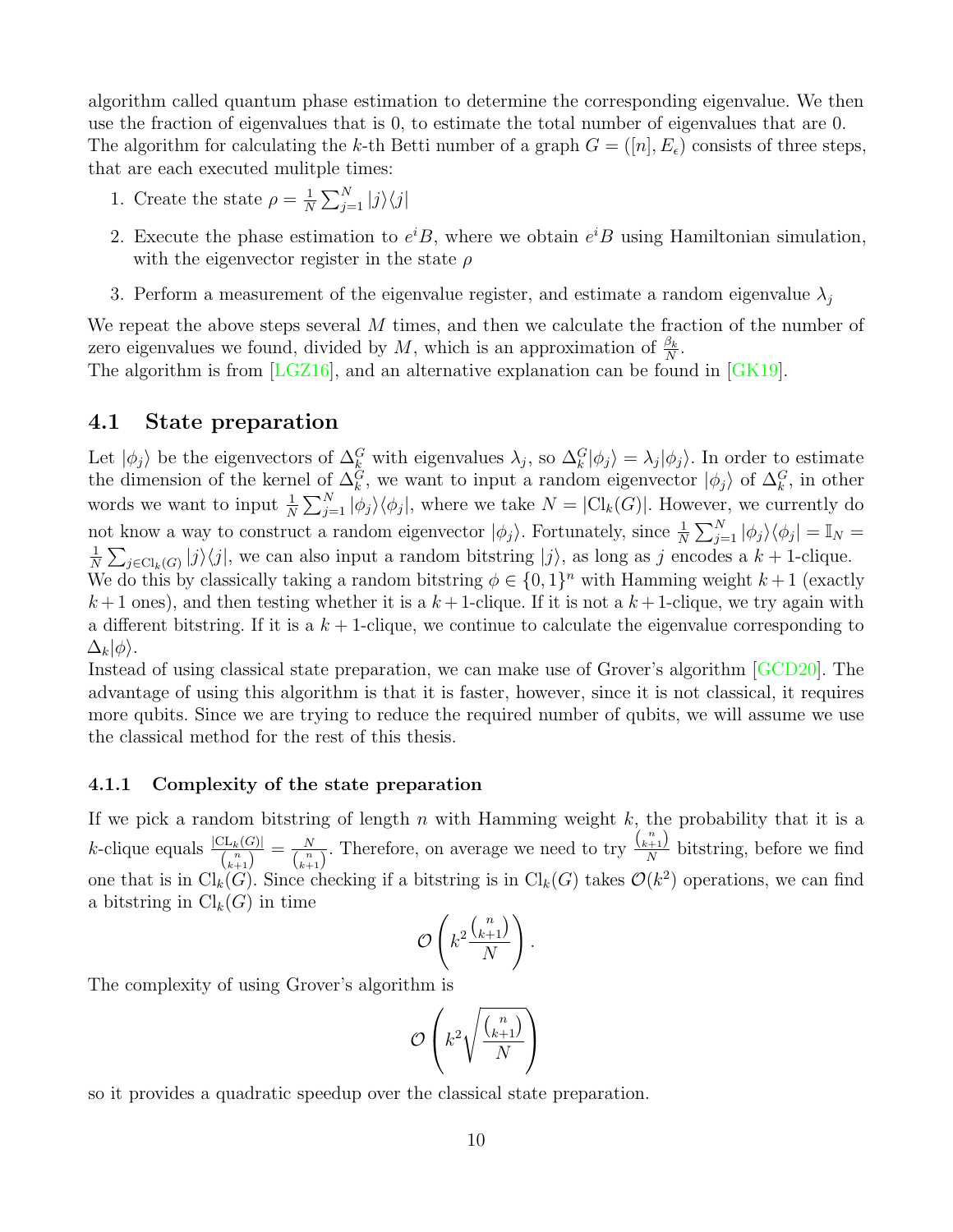algorithm called quantum phase estimation to determine the corresponding eigenvalue. We then use the fraction of eigenvalues that is 0, to estimate the total number of eigenvalues that are 0. The algorithm for calculating the $k$-th Betti number of a graph $G = ([n], E_\epsilon)$ consists of three steps, that are each executed mulitple times:

1. Create the state $\rho = \frac{1}{N}\sum_{j=1}^{N} |j\rangle\langle j|$
2. Execute the phase estimation to $e^i B$, where we obtain $e^i B$ using Hamiltonian simulation, with the eigenvector register in the state $\rho$
3. Perform a measurement of the eigenvalue register, and estimate a random eigenvalue $\lambda_j$

We repeat the above steps several $M$ times, and then we calculate the fraction of the number of zero eigenvalues we found, divided by $M$, which is an approximation of $\frac{\beta_k}{N}$.
The algorithm is from [LGZ16], and an alternative explanation can be found in [GK19].

## 4.1 State preparation

Let $|\phi_j\rangle$ be the eigenvectors of $\Delta_k^G$ with eigenvalues $\lambda_j$, so $\Delta_k^G|\phi_j\rangle = \lambda_j|\phi_j\rangle$. In order to estimate the dimension of the kernel of $\Delta_k^G$, we want to input a random eigenvector $|\phi_j\rangle$ of $\Delta_k^G$, in other words we want to input $\frac{1}{N}\sum_{j=1}^{N}|\phi_j\rangle\langle\phi_j|$, where we take $N = |\text{Cl}_k(G)|$. However, we currently do not know a way to construct a random eigenvector $|\phi_j\rangle$. Fortunately, since $\frac{1}{N}\sum_{j=1}^{N}|\phi_j\rangle\langle\phi_j| = \mathbb{I}_N = \frac{1}{N}\sum_{j\in\text{Cl}_k(G)}|j\rangle\langle j|$, we can also input a random bitstring $|j\rangle$, as long as $j$ encodes a $k+1$-clique.
We do this by classically taking a random bitstring $\phi \in \{0,1\}^n$ with Hamming weight $k+1$ (exactly $k+1$ ones), and then testing whether it is a $k+1$-clique. If it is not a $k+1$-clique, we try again with a different bitstring. If it is a $k+1$-clique, we continue to calculate the eigenvalue corresponding to $\Delta_k|\phi\rangle$.
Instead of using classical state preparation, we can make use of Grover's algorithm [GCD20]. The advantage of using this algorithm is that it is faster, however, since it is not classical, it requires more qubits. Since we are trying to reduce the required number of qubits, we will assume we use the classical method for the rest of this thesis.

### 4.1.1 Complexity of the state preparation

If we pick a random bitstring of length $n$ with Hamming weight $k$, the probability that it is a $k$-clique equals $\frac{|\text{CL}_k(G)|}{\binom{n}{k+1}} = \frac{N}{\binom{n}{k+1}}$. Therefore, on average we need to try $\frac{\binom{n}{k+1}}{N}$ bitstring, before we find one that is in $\text{Cl}_k(G)$. Since checking if a bitstring is in $\text{Cl}_k(G)$ takes $\mathcal{O}(k^2)$ operations, we can find a bitstring in $\text{Cl}_k(G)$ in time

$$\mathcal{O}\left(k^2\frac{\binom{n}{k+1}}{N}\right).$$

The complexity of using Grover's algorithm is

$$\mathcal{O}\left(k^2\sqrt{\frac{\binom{n}{k+1}}{N}}\right)$$

so it provides a quadratic speedup over the classical state preparation.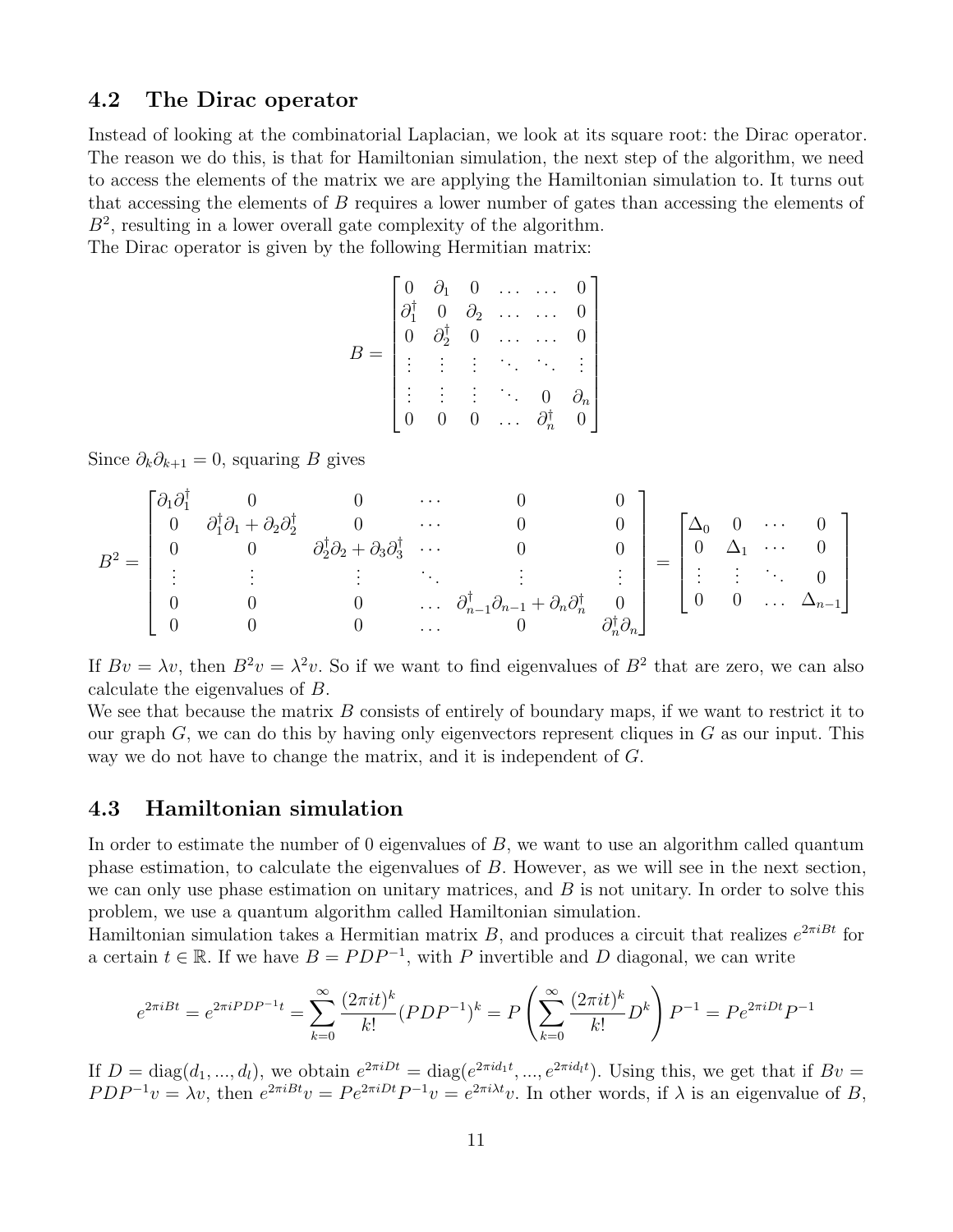## 4.2 The Dirac operator

Instead of looking at the combinatorial Laplacian, we look at its square root: the Dirac operator. The reason we do this, is that for Hamiltonian simulation, the next step of the algorithm, we need to access the elements of the matrix we are applying the Hamiltonian simulation to. It turns out that accessing the elements of $B$ requires a lower number of gates than accessing the elements of $B^2$, resulting in a lower overall gate complexity of the algorithm.
The Dirac operator is given by the following Hermitian matrix:

$$B = \begin{bmatrix} 0 & \partial_1 & 0 & \dots & \dots & 0 \\ \partial_1^\dagger & 0 & \partial_2 & \dots & \dots & 0 \\ 0 & \partial_2^\dagger & 0 & \dots & \dots & 0 \\ \vdots & \vdots & \vdots & \ddots & \ddots & \vdots \\ \vdots & \vdots & \vdots & \ddots & 0 & \partial_n \\ 0 & 0 & 0 & \dots & \partial_n^\dagger & 0 \end{bmatrix}$$

Since $\partial_k \partial_{k+1} = 0$, squaring $B$ gives

$$B^2 = \begin{bmatrix} \partial_1\partial_1^\dagger & 0 & 0 & \cdots & 0 & 0 \\ 0 & \partial_1^\dagger\partial_1 + \partial_2\partial_2^\dagger & 0 & \cdots & 0 & 0 \\ 0 & 0 & \partial_2^\dagger\partial_2 + \partial_3\partial_3^\dagger & \cdots & 0 & 0 \\ \vdots & \vdots & \vdots & \ddots & \vdots & \vdots \\ 0 & 0 & 0 & \dots & \partial_{n-1}^\dagger\partial_{n-1} + \partial_n\partial_n^\dagger & 0 \\ 0 & 0 & 0 & \dots & 0 & \partial_n^\dagger\partial_n \end{bmatrix} = \begin{bmatrix} \Delta_0 & 0 & \cdots & 0 \\ 0 & \Delta_1 & \cdots & 0 \\ \vdots & \vdots & \ddots & 0 \\ 0 & 0 & \dots & \Delta_{n-1} \end{bmatrix}$$

If $Bv = \lambda v$, then $B^2 v = \lambda^2 v$. So if we want to find eigenvalues of $B^2$ that are zero, we can also calculate the eigenvalues of $B$.
We see that because the matrix $B$ consists of entirely of boundary maps, if we want to restrict it to our graph $G$, we can do this by having only eigenvectors represent cliques in $G$ as our input. This way we do not have to change the matrix, and it is independent of $G$.

## 4.3 Hamiltonian simulation

In order to estimate the number of 0 eigenvalues of $B$, we want to use an algorithm called quantum phase estimation, to calculate the eigenvalues of $B$. However, as we will see in the next section, we can only use phase estimation on unitary matrices, and $B$ is not unitary. In order to solve this problem, we use a quantum algorithm called Hamiltonian simulation.
Hamiltonian simulation takes a Hermitian matrix $B$, and produces a circuit that realizes $e^{2\pi i Bt}$ for a certain $t \in \mathbb{R}$. If we have $B = PDP^{-1}$, with $P$ invertible and $D$ diagonal, we can write

$$e^{2\pi i Bt} = e^{2\pi i PDP^{-1}t} = \sum_{k=0}^{\infty} \frac{(2\pi i t)^k}{k!} (PDP^{-1})^k = P \left( \sum_{k=0}^{\infty} \frac{(2\pi i t)^k}{k!} D^k \right) P^{-1} = P e^{2\pi i Dt} P^{-1}$$

If $D = \text{diag}(d_1, ..., d_l)$, we obtain $e^{2\pi i Dt} = \text{diag}(e^{2\pi i d_1 t}, ..., e^{2\pi i d_l t})$. Using this, we get that if $Bv = PDP^{-1}v = \lambda v$, then $e^{2\pi i Bt} v = P e^{2\pi i Dt} P^{-1} v = e^{2\pi i \lambda t} v$. In other words, if $\lambda$ is an eigenvalue of $B$,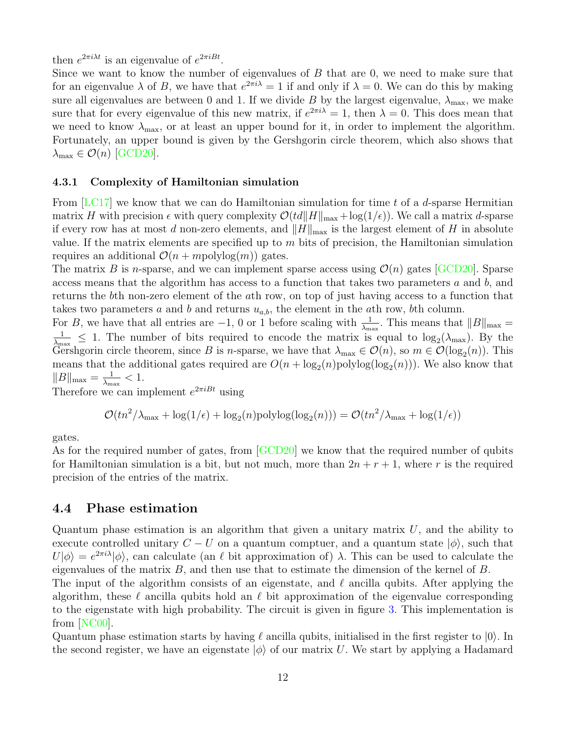then $e^{2\pi i\lambda t}$ is an eigenvalue of $e^{2\pi iBt}$.

Since we want to know the number of eigenvalues of $B$ that are 0, we need to make sure that for an eigenvalue $\lambda$ of $B$, we have that $e^{2\pi i\lambda} = 1$ if and only if $\lambda = 0$. We can do this by making sure all eigenvalues are between 0 and 1. If we divide $B$ by the largest eigenvalue, $\lambda_{\max}$, we make sure that for every eigenvalue of this new matrix, if $e^{2\pi i\lambda} = 1$, then $\lambda = 0$. This does mean that we need to know $\lambda_{\max}$, or at least an upper bound for it, in order to implement the algorithm. Fortunately, an upper bound is given by the Gershgorin circle theorem, which also shows that $\lambda_{\max} \in \mathcal{O}(n)$ [GCD20].

### 4.3.1 Complexity of Hamiltonian simulation

From [LC17] we know that we can do Hamiltonian simulation for time $t$ of a $d$-sparse Hermitian matrix $H$ with precision $\epsilon$ with query complexity $\mathcal{O}(td\|H\|_{\max} + \log(1/\epsilon))$. We call a matrix $d$-sparse if every row has at most $d$ non-zero elements, and $\|H\|_{\max}$ is the largest element of $H$ in absolute value. If the matrix elements are specified up to $m$ bits of precision, the Hamiltonian simulation requires an additional $\mathcal{O}(n + m\text{polylog}(m))$ gates.

The matrix $B$ is $n$-sparse, and we can implement sparse access using $\mathcal{O}(n)$ gates [GCD20]. Sparse access means that the algorithm has access to a function that takes two parameters $a$ and $b$, and returns the $b$th non-zero element of the $a$th row, on top of just having access to a function that takes two parameters $a$ and $b$ and returns $u_{a,b}$, the element in the $a$th row, $b$th column.

For $B$, we have that all entries are $-1$, 0 or 1 before scaling with $\frac{1}{\lambda_{\max}}$. This means that $\|B\|_{\max} = \frac{1}{\lambda_{\max}} \leq 1$. The number of bits required to encode the matrix is equal to $\log_2(\lambda_{\max})$. By the Gershgorin circle theorem, since $B$ is $n$-sparse, we have that $\lambda_{\max} \in \mathcal{O}(n)$, so $m \in \mathcal{O}(\log_2(n))$. This means that the additional gates required are $O(n + \log_2(n)\text{polylog}(\log_2(n)))$. We also know that $\|B\|_{\max} = \frac{1}{\lambda_{\max}} < 1$.

Therefore we can implement $e^{2\pi iBt}$ using

$$\mathcal{O}(tn^2/\lambda_{\max} + \log(1/\epsilon) + \log_2(n)\text{polylog}(\log_2(n))) = \mathcal{O}(tn^2/\lambda_{\max} + \log(1/\epsilon))$$

gates.

As for the required number of gates, from [GCD20] we know that the required number of qubits for Hamiltonian simulation is a bit, but not much, more than $2n + r + 1$, where $r$ is the required precision of the entries of the matrix.

## 4.4 Phase estimation

Quantum phase estimation is an algorithm that given a unitary matrix $U$, and the ability to execute controlled unitary $C - U$ on a quantum comptuer, and a quantum state $|\phi\rangle$, such that $U|\phi\rangle = e^{2\pi i\lambda}|\phi\rangle$, can calculate (an $\ell$ bit approximation of) $\lambda$. This can be used to calculate the eigenvalues of the matrix $B$, and then use that to estimate the dimension of the kernel of $B$.

The input of the algorithm consists of an eigenstate, and $\ell$ ancilla qubits. After applying the algorithm, these $\ell$ ancilla qubits hold an $\ell$ bit approximation of the eigenvalue corresponding to the eigenstate with high probability. The circuit is given in figure 3. This implementation is from [NC00].

Quantum phase estimation starts by having $\ell$ ancilla qubits, initialised in the first register to $|0\rangle$. In the second register, we have an eigenstate $|\phi\rangle$ of our matrix $U$. We start by applying a Hadamard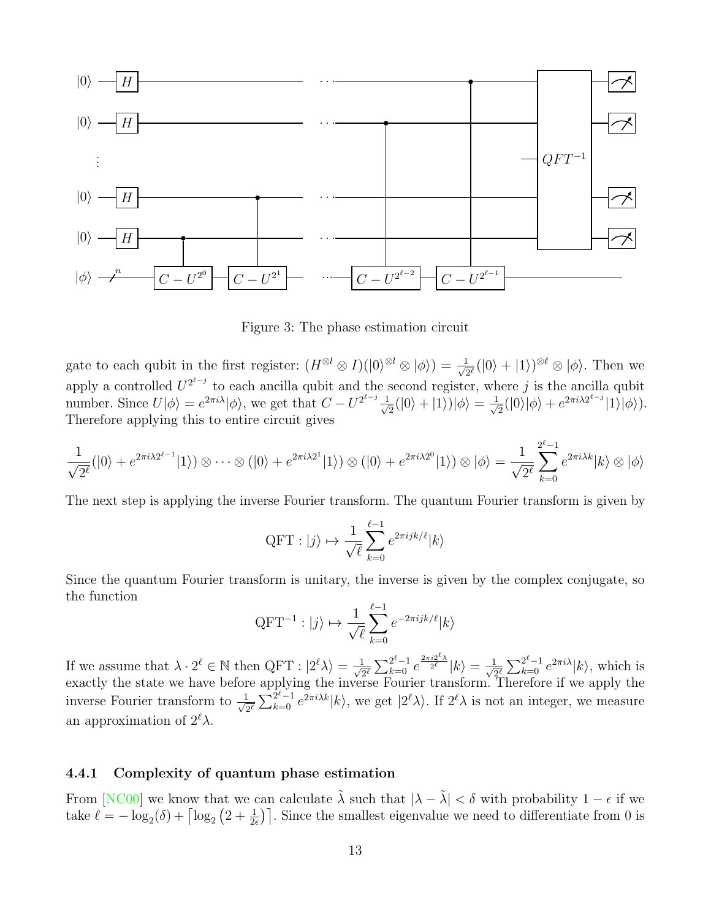Figure 3: The phase estimation circuit

gate to each qubit in the first register: $(H^{\otimes l} \otimes I)(|0\rangle^{\otimes l} \otimes |\phi\rangle) = \frac{1}{\sqrt{2^\ell}}(|0\rangle + |1\rangle)^{\otimes \ell} \otimes |\phi\rangle$. Then we apply a controlled $U^{2^{\ell-j}}$ to each ancilla qubit and the second register, where $j$ is the ancilla qubit number. Since $U|\phi\rangle = e^{2\pi i \lambda}|\phi\rangle$, we get that $C - U^{2^{\ell-j}} \frac{1}{\sqrt{2}}(|0\rangle + |1\rangle)|\phi\rangle = \frac{1}{\sqrt{2}}(|0\rangle|\phi\rangle + e^{2\pi i \lambda 2^{\ell-j}}|1\rangle|\phi\rangle)$. Therefore applying this to entire circuit gives

$$\frac{1}{\sqrt{2^\ell}}(|0\rangle + e^{2\pi i \lambda 2^{\ell-1}}|1\rangle) \otimes \cdots \otimes (|0\rangle + e^{2\pi i \lambda 2^1}|1\rangle) \otimes (|0\rangle + e^{2\pi i \lambda 2^0}|1\rangle) \otimes |\phi\rangle = \frac{1}{\sqrt{2^\ell}} \sum_{k=0}^{2^\ell - 1} e^{2\pi i \lambda k}|k\rangle \otimes |\phi\rangle$$

The next step is applying the inverse Fourier transform. The quantum Fourier transform is given by

$$\text{QFT} : |j\rangle \mapsto \frac{1}{\sqrt{\ell}} \sum_{k=0}^{\ell-1} e^{2\pi i j k/\ell}|k\rangle$$

Since the quantum Fourier transform is unitary, the inverse is given by the complex conjugate, so the function

$$\text{QFT}^{-1} : |j\rangle \mapsto \frac{1}{\sqrt{\ell}} \sum_{k=0}^{\ell-1} e^{-2\pi i j k/\ell}|k\rangle$$

If we assume that $\lambda \cdot 2^\ell \in \mathbb{N}$ then $\text{QFT} : |2^\ell \lambda\rangle = \frac{1}{\sqrt{2^\ell}} \sum_{k=0}^{2^\ell-1} e^{\frac{2\pi i 2^\ell \lambda}{2^\ell}}|k\rangle = \frac{1}{\sqrt{2^\ell}} \sum_{k=0}^{2^\ell-1} e^{2\pi i \lambda}|k\rangle$, which is exactly the state we have before applying the inverse Fourier transform. Therefore if we apply the inverse Fourier transform to $\frac{1}{\sqrt{2^\ell}} \sum_{k=0}^{2^\ell-1} e^{2\pi i \lambda k}|k\rangle$, we get $|2^\ell \lambda\rangle$. If $2^\ell \lambda$ is not an integer, we measure an approximation of $2^\ell \lambda$.

#### 4.4.1 Complexity of quantum phase estimation

From [NC00] we know that we can calculate $\tilde{\lambda}$ such that $|\lambda - \tilde{\lambda}| < \delta$ with probability $1 - \epsilon$ if we take $\ell = -\log_2(\delta) + \left\lceil \log_2 \left(2 + \frac{1}{2\epsilon}\right) \right\rceil$. Since the smallest eigenvalue we need to differentiate from 0 is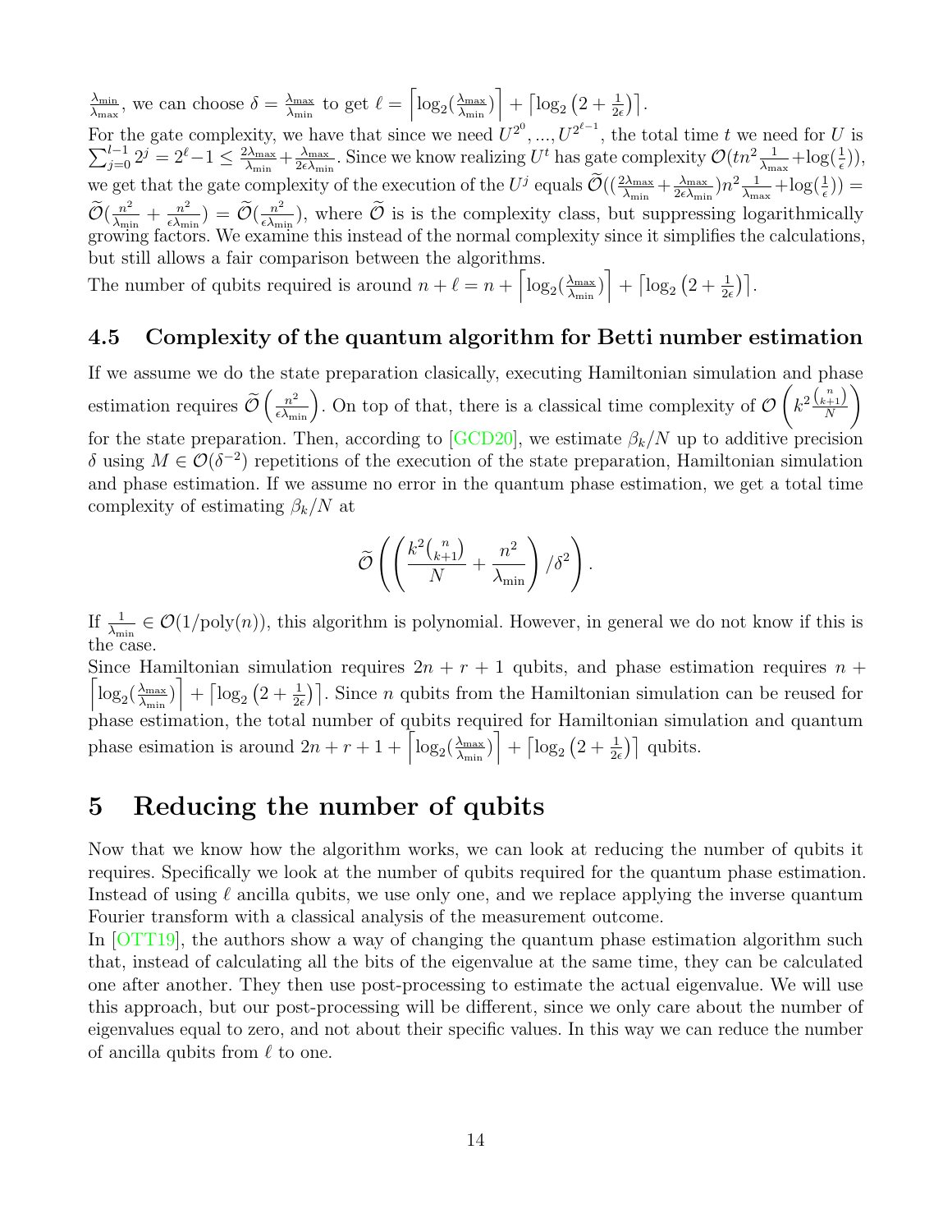$\frac{\lambda_{\min}}{\lambda_{\max}}$, we can choose $\delta = \frac{\lambda_{\max}}{\lambda_{\min}}$ to get $\ell = \left\lceil \log_2(\frac{\lambda_{\max}}{\lambda_{\min}}) \right\rceil + \left\lceil \log_2\left(2 + \frac{1}{2\epsilon}\right) \right\rceil$.

For the gate complexity, we have that since we need $U^{2^0}, ..., U^{2^{\ell-1}}$, the total time $t$ we need for $U$ is $\sum_{j=0}^{l-1} 2^j = 2^\ell - 1 \leq \frac{2\lambda_{\max}}{\lambda_{\min}} + \frac{\lambda_{\max}}{2\epsilon\lambda_{\min}}$. Since we know realizing $U^t$ has gate complexity $\mathcal{O}(tn^2\frac{1}{\lambda_{\max}} + \log(\frac{1}{\epsilon}))$, we get that the gate complexity of the execution of the $U^j$ equals $\widetilde{\mathcal{O}}((\frac{2\lambda_{\max}}{\lambda_{\min}} + \frac{\lambda_{\max}}{2\epsilon\lambda_{\min}})n^2\frac{1}{\lambda_{\max}} + \log(\frac{1}{\epsilon})) = \widetilde{\mathcal{O}}(\frac{n^2}{\lambda_{\min}} + \frac{n^2}{\epsilon\lambda_{\min}}) = \widetilde{\mathcal{O}}(\frac{n^2}{\epsilon\lambda_{\min}})$, where $\widetilde{\mathcal{O}}$ is is the complexity class, but suppressing logarithmically growing factors. We examine this instead of the normal complexity since it simplifies the calculations, but still allows a fair comparison between the algorithms.

The number of qubits required is around $n + \ell = n + \left\lceil \log_2(\frac{\lambda_{\max}}{\lambda_{\min}}) \right\rceil + \left\lceil \log_2\left(2 + \frac{1}{2\epsilon}\right) \right\rceil$.

### 4.5 Complexity of the quantum algorithm for Betti number estimation

If we assume we do the state preparation clasically, executing Hamiltonian simulation and phase estimation requires $\widetilde{\mathcal{O}}\left(\frac{n^2}{\epsilon\lambda_{\min}}\right)$. On top of that, there is a classical time complexity of $\mathcal{O}\left(k^2\frac{\binom{n}{k+1}}{N}\right)$ for the state preparation. Then, according to [GCD20], we estimate $\beta_k/N$ up to additive precision $\delta$ using $M \in \mathcal{O}(\delta^{-2})$ repetitions of the execution of the state preparation, Hamiltonian simulation and phase estimation. If we assume no error in the quantum phase estimation, we get a total time complexity of estimating $\beta_k/N$ at

$$\widetilde{\mathcal{O}}\left(\left(\frac{k^2\binom{n}{k+1}}{N} + \frac{n^2}{\lambda_{\min}}\right)/\delta^2\right).$$

If $\frac{1}{\lambda_{\min}} \in \mathcal{O}(1/\text{poly}(n))$, this algorithm is polynomial. However, in general we do not know if this is the case.

Since Hamiltonian simulation requires $2n + r + 1$ qubits, and phase estimation requires $n + \left\lceil \log_2(\frac{\lambda_{\max}}{\lambda_{\min}}) \right\rceil + \left\lceil \log_2\left(2 + \frac{1}{2\epsilon}\right) \right\rceil$. Since $n$ qubits from the Hamiltonian simulation can be reused for phase estimation, the total number of qubits required for Hamiltonian simulation and quantum phase esimation is around $2n + r + 1 + \left\lceil \log_2(\frac{\lambda_{\max}}{\lambda_{\min}}) \right\rceil + \left\lceil \log_2\left(2 + \frac{1}{2\epsilon}\right) \right\rceil$ qubits.

## 5 Reducing the number of qubits

Now that we know how the algorithm works, we can look at reducing the number of qubits it requires. Specifically we look at the number of qubits required for the quantum phase estimation. Instead of using $\ell$ ancilla qubits, we use only one, and we replace applying the inverse quantum Fourier transform with a classical analysis of the measurement outcome.

In [OTT19], the authors show a way of changing the quantum phase estimation algorithm such that, instead of calculating all the bits of the eigenvalue at the same time, they can be calculated one after another. They then use post-processing to estimate the actual eigenvalue. We will use this approach, but our post-processing will be different, since we only care about the number of eigenvalues equal to zero, and not about their specific values. In this way we can reduce the number of ancilla qubits from $\ell$ to one.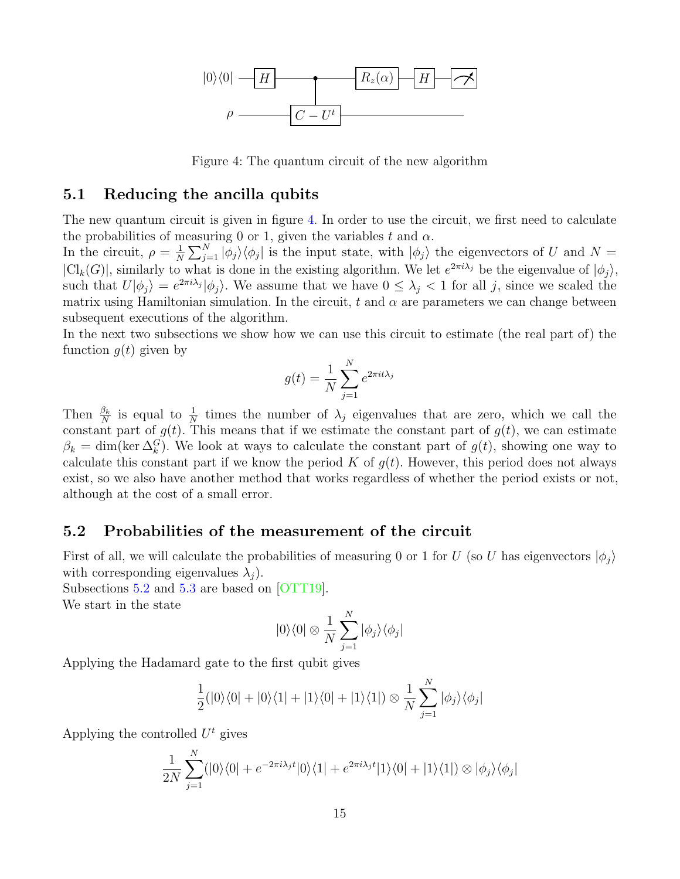Figure 4: The quantum circuit of the new algorithm

## 5.1 Reducing the ancilla qubits

The new quantum circuit is given in figure 4. In order to use the circuit, we first need to calculate the probabilities of measuring 0 or 1, given the variables $t$ and $\alpha$.
In the circuit, $\rho = \frac{1}{N}\sum_{j=1}^{N} |\phi_j\rangle\langle\phi_j|$ is the input state, with $|\phi_j\rangle$ the eigenvectors of $U$ and $N = |\mathrm{Cl}_k(G)|$, similarly to what is done in the existing algorithm. We let $e^{2\pi i\lambda_j}$ be the eigenvalue of $|\phi_j\rangle$, such that $U|\phi_j\rangle = e^{2\pi i\lambda_j}|\phi_j\rangle$. We assume that we have $0 \leq \lambda_j < 1$ for all $j$, since we scaled the matrix using Hamiltonian simulation. In the circuit, $t$ and $\alpha$ are parameters we can change between subsequent executions of the algorithm.
In the next two subsections we show how we can use this circuit to estimate (the real part of) the function $g(t)$ given by

$$g(t) = \frac{1}{N}\sum_{j=1}^{N} e^{2\pi it\lambda_j}$$

Then $\frac{\beta_k}{N}$ is equal to $\frac{1}{N}$ times the number of $\lambda_j$ eigenvalues that are zero, which we call the constant part of $g(t)$. This means that if we estimate the constant part of $g(t)$, we can estimate $\beta_k = \dim(\ker \Delta_k^G)$. We look at ways to calculate the constant part of $g(t)$, showing one way to calculate this constant part if we know the period $K$ of $g(t)$. However, this period does not always exist, so we also have another method that works regardless of whether the period exists or not, although at the cost of a small error.

## 5.2 Probabilities of the measurement of the circuit

First of all, we will calculate the probabilities of measuring 0 or 1 for $U$ (so $U$ has eigenvectors $|\phi_j\rangle$ with corresponding eigenvalues $\lambda_j$).
Subsections 5.2 and 5.3 are based on [OTT19].
We start in the state

$$|0\rangle\langle 0| \otimes \frac{1}{N}\sum_{j=1}^{N} |\phi_j\rangle\langle\phi_j|$$

Applying the Hadamard gate to the first qubit gives

$$\frac{1}{2}(|0\rangle\langle 0| + |0\rangle\langle 1| + |1\rangle\langle 0| + |1\rangle\langle 1|) \otimes \frac{1}{N}\sum_{j=1}^{N} |\phi_j\rangle\langle\phi_j|$$

Applying the controlled $U^t$ gives

$$\frac{1}{2N}\sum_{j=1}^{N}(|0\rangle\langle 0| + e^{-2\pi i\lambda_j t}|0\rangle\langle 1| + e^{2\pi i\lambda_j t}|1\rangle\langle 0| + |1\rangle\langle 1|) \otimes |\phi_j\rangle\langle\phi_j|$$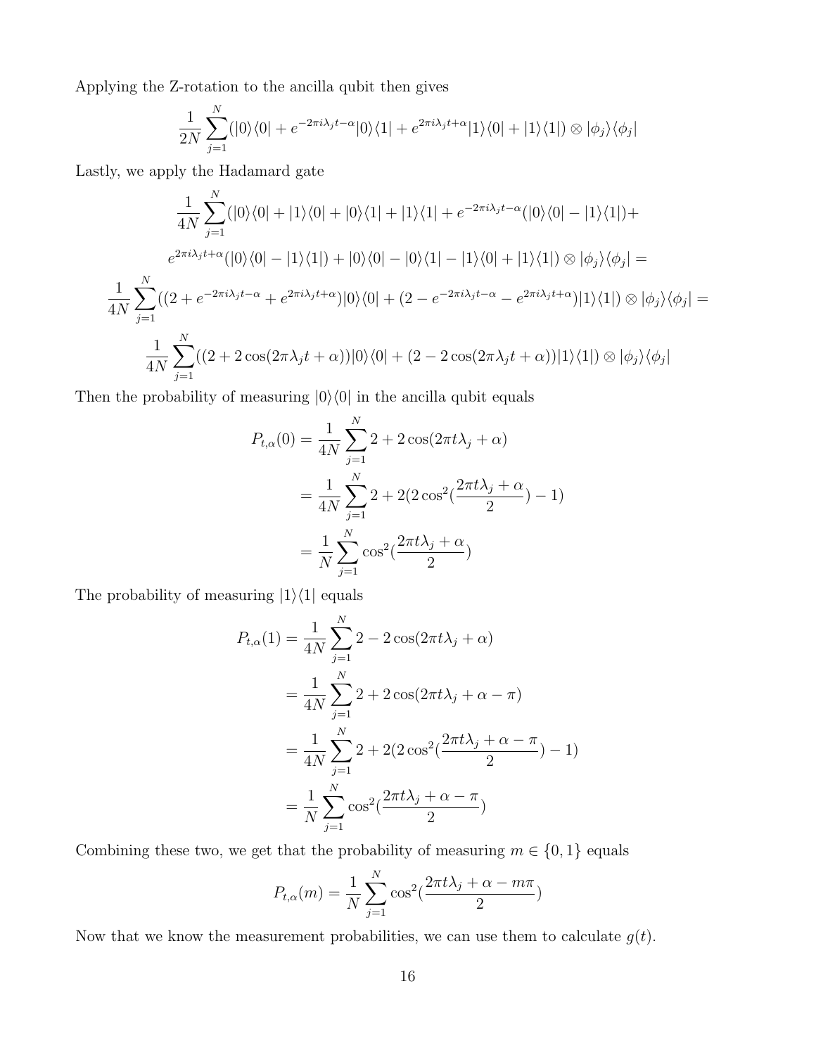Applying the Z-rotation to the ancilla qubit then gives

$$\frac{1}{2N}\sum_{j=1}^{N}(|0\rangle\langle 0| + e^{-2\pi i\lambda_j t-\alpha}|0\rangle\langle 1| + e^{2\pi i\lambda_j t+\alpha}|1\rangle\langle 0| + |1\rangle\langle 1|)\otimes|\phi_j\rangle\langle\phi_j|$$

Lastly, we apply the Hadamard gate

$$\frac{1}{4N}\sum_{j=1}^{N}(|0\rangle\langle 0| + |1\rangle\langle 0| + |0\rangle\langle 1| + |1\rangle\langle 1| + e^{-2\pi i\lambda_j t-\alpha}(|0\rangle\langle 0| - |1\rangle\langle 1|)+$$

$$e^{2\pi i\lambda_j t+\alpha}(|0\rangle\langle 0| - |1\rangle\langle 1|) + |0\rangle\langle 0| - |0\rangle\langle 1| - |1\rangle\langle 0| + |1\rangle\langle 1|)\otimes|\phi_j\rangle\langle\phi_j| =$$

$$\frac{1}{4N}\sum_{j=1}^{N}((2+e^{-2\pi i\lambda_j t-\alpha}+e^{2\pi i\lambda_j t+\alpha})|0\rangle\langle 0| + (2-e^{-2\pi i\lambda_j t-\alpha}-e^{2\pi i\lambda_j t+\alpha})|1\rangle\langle 1|)\otimes|\phi_j\rangle\langle\phi_j| =$$

$$\frac{1}{4N}\sum_{j=1}^{N}((2+2\cos(2\pi\lambda_j t+\alpha))|0\rangle\langle 0| + (2-2\cos(2\pi\lambda_j t+\alpha))|1\rangle\langle 1|)\otimes|\phi_j\rangle\langle\phi_j|$$

Then the probability of measuring $|0\rangle\langle 0|$ in the ancilla qubit equals

$$\begin{aligned}
P_{t,\alpha}(0) &= \frac{1}{4N}\sum_{j=1}^{N} 2+2\cos(2\pi t\lambda_j+\alpha) \\
&= \frac{1}{4N}\sum_{j=1}^{N} 2+2(2\cos^2(\frac{2\pi t\lambda_j+\alpha}{2})-1) \\
&= \frac{1}{N}\sum_{j=1}^{N}\cos^2(\frac{2\pi t\lambda_j+\alpha}{2})
\end{aligned}$$

The probability of measuring $|1\rangle\langle 1|$ equals

$$\begin{aligned}
P_{t,\alpha}(1) &= \frac{1}{4N}\sum_{j=1}^{N} 2-2\cos(2\pi t\lambda_j+\alpha) \\
&= \frac{1}{4N}\sum_{j=1}^{N} 2+2\cos(2\pi t\lambda_j+\alpha-\pi) \\
&= \frac{1}{4N}\sum_{j=1}^{N} 2+2(2\cos^2(\frac{2\pi t\lambda_j+\alpha-\pi}{2})-1) \\
&= \frac{1}{N}\sum_{j=1}^{N}\cos^2(\frac{2\pi t\lambda_j+\alpha-\pi}{2})
\end{aligned}$$

Combining these two, we get that the probability of measuring $m\in\{0,1\}$ equals

$$P_{t,\alpha}(m) = \frac{1}{N}\sum_{j=1}^{N}\cos^2(\frac{2\pi t\lambda_j+\alpha-m\pi}{2})$$

Now that we know the measurement probabilities, we can use them to calculate $g(t)$.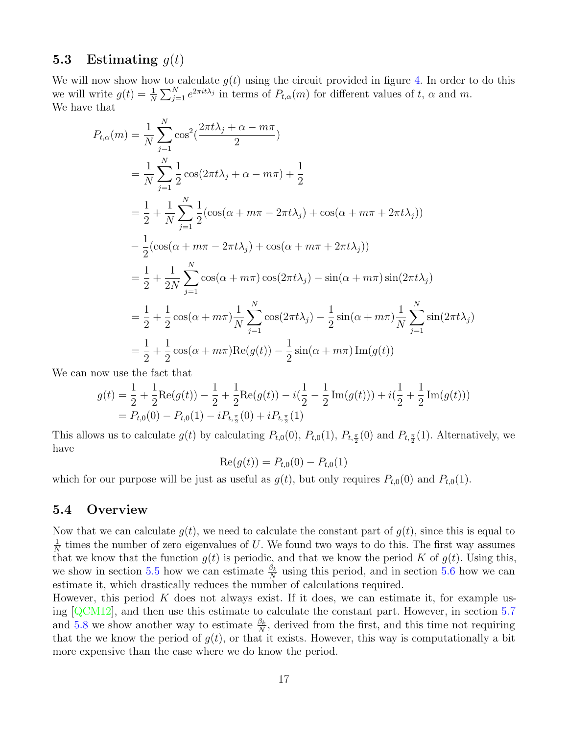## 5.3 Estimating $g(t)$

We will now show how to calculate $g(t)$ using the circuit provided in figure 4. In order to do this we will write $g(t) = \frac{1}{N}\sum_{j=1}^{N} e^{2\pi i t\lambda_j}$ in terms of $P_{t,\alpha}(m)$ for different values of $t$, $\alpha$ and $m$.
We have that

$$
\begin{aligned}
P_{t,\alpha}(m) &= \frac{1}{N}\sum_{j=1}^{N}\cos^2(\frac{2\pi t\lambda_j + \alpha - m\pi}{2}) \\
&= \frac{1}{N}\sum_{j=1}^{N}\frac{1}{2}\cos(2\pi t\lambda_j + \alpha - m\pi) + \frac{1}{2} \\
&= \frac{1}{2} + \frac{1}{N}\sum_{j=1}^{N}\frac{1}{2}(\cos(\alpha + m\pi - 2\pi t\lambda_j) + \cos(\alpha + m\pi + 2\pi t\lambda_j)) \\
&- \frac{1}{2}(\cos(\alpha + m\pi - 2\pi t\lambda_j) + \cos(\alpha + m\pi + 2\pi t\lambda_j)) \\
&= \frac{1}{2} + \frac{1}{2N}\sum_{j=1}^{N}\cos(\alpha + m\pi)\cos(2\pi t\lambda_j) - \sin(\alpha + m\pi)\sin(2\pi t\lambda_j) \\
&= \frac{1}{2} + \frac{1}{2}\cos(\alpha + m\pi)\frac{1}{N}\sum_{j=1}^{N}\cos(2\pi t\lambda_j) - \frac{1}{2}\sin(\alpha + m\pi)\frac{1}{N}\sum_{j=1}^{N}\sin(2\pi t\lambda_j) \\
&= \frac{1}{2} + \frac{1}{2}\cos(\alpha + m\pi)\mathrm{Re}(g(t)) - \frac{1}{2}\sin(\alpha + m\pi)\,\mathrm{Im}(g(t))
\end{aligned}
$$

We can now use the fact that

$$
\begin{aligned}
g(t) &= \frac{1}{2} + \frac{1}{2}\mathrm{Re}(g(t)) - \frac{1}{2} + \frac{1}{2}\mathrm{Re}(g(t)) - i(\frac{1}{2} - \frac{1}{2}\,\mathrm{Im}(g(t))) + i(\frac{1}{2} + \frac{1}{2}\,\mathrm{Im}(g(t))) \\
&= P_{t,0}(0) - P_{t,0}(1) - iP_{t,\frac{\pi}{2}}(0) + iP_{t,\frac{\pi}{2}}(1)
\end{aligned}
$$

This allows us to calculate $g(t)$ by calculating $P_{t,0}(0)$, $P_{t,0}(1)$, $P_{t,\frac{\pi}{2}}(0)$ and $P_{t,\frac{\pi}{2}}(1)$. Alternatively, we have

$$
\mathrm{Re}(g(t)) = P_{t,0}(0) - P_{t,0}(1)
$$

which for our purpose will be just as useful as $g(t)$, but only requires $P_{t,0}(0)$ and $P_{t,0}(1)$.

## 5.4 Overview

Now that we can calculate $g(t)$, we need to calculate the constant part of $g(t)$, since this is equal to $\frac{1}{N}$ times the number of zero eigenvalues of $U$. We found two ways to do this. The first way assumes that we know that the function $g(t)$ is periodic, and that we know the period $K$ of $g(t)$. Using this, we show in section 5.5 how we can estimate $\frac{\beta_k}{N}$ using this period, and in section 5.6 how we can estimate it, which drastically reduces the number of calculations required.
However, this period $K$ does not always exist. If it does, we can estimate it, for example using [QCM12], and then use this estimate to calculate the constant part. However, in section 5.7 and 5.8 we show another way to estimate $\frac{\beta_k}{N}$, derived from the first, and this time not requiring that the we know the period of $g(t)$, or that it exists. However, this way is computationally a bit more expensive than the case where we do know the period.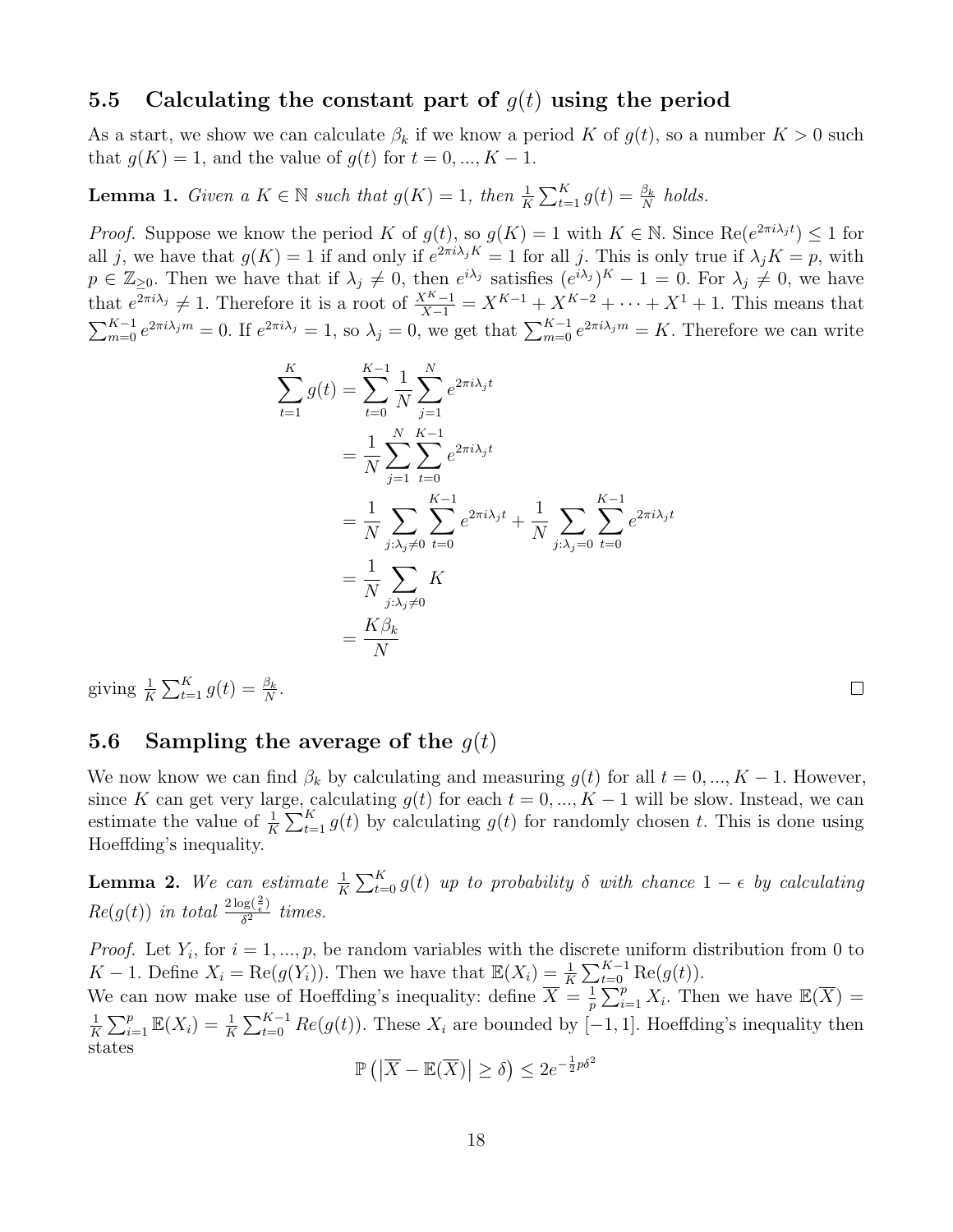## 5.5 Calculating the constant part of $g(t)$ using the period

As a start, we show we can calculate $\beta_k$ if we know a period $K$ of $g(t)$, so a number $K > 0$ such that $g(K) = 1$, and the value of $g(t)$ for $t = 0, ..., K-1$.

**Lemma 1.** *Given a $K \in \mathbb{N}$ such that $g(K) = 1$, then $\frac{1}{K}\sum_{t=1}^{K} g(t) = \frac{\beta_k}{N}$ holds.*

*Proof.* Suppose we know the period $K$ of $g(t)$, so $g(K) = 1$ with $K \in \mathbb{N}$. Since $\text{Re}(e^{2\pi i \lambda_j t}) \leq 1$ for all $j$, we have that $g(K) = 1$ if and only if $e^{2\pi i \lambda_j K} = 1$ for all $j$. This is only true if $\lambda_j K = p$, with $p \in \mathbb{Z}_{\geq 0}$. Then we have that if $\lambda_j \neq 0$, then $e^{i\lambda_j}$ satisfies $(e^{i\lambda_j})^K - 1 = 0$. For $\lambda_j \neq 0$, we have that $e^{2\pi i \lambda_j} \neq 1$. Therefore it is a root of $\frac{X^K - 1}{X-1} = X^{K-1} + X^{K-2} + \cdots + X^1 + 1$. This means that $\sum_{m=0}^{K-1} e^{2\pi i \lambda_j m} = 0$. If $e^{2\pi i \lambda_j} = 1$, so $\lambda_j = 0$, we get that $\sum_{m=0}^{K-1} e^{2\pi i \lambda_j m} = K$. Therefore we can write

$$
\begin{aligned}
\sum_{t=1}^{K} g(t) &= \sum_{t=0}^{K-1} \frac{1}{N} \sum_{j=1}^{N} e^{2\pi i \lambda_j t} \\
&= \frac{1}{N} \sum_{j=1}^{N} \sum_{t=0}^{K-1} e^{2\pi i \lambda_j t} \\
&= \frac{1}{N} \sum_{j:\lambda_j \neq 0} \sum_{t=0}^{K-1} e^{2\pi i \lambda_j t} + \frac{1}{N} \sum_{j:\lambda_j = 0} \sum_{t=0}^{K-1} e^{2\pi i \lambda_j t} \\
&= \frac{1}{N} \sum_{j:\lambda_j \neq 0} K \\
&= \frac{K\beta_k}{N}
\end{aligned}
$$

giving $\frac{1}{K}\sum_{t=1}^{K} g(t) = \frac{\beta_k}{N}$. $\square$

## 5.6 Sampling the average of the $g(t)$

We now know we can find $\beta_k$ by calculating and measuring $g(t)$ for all $t = 0, ..., K-1$. However, since $K$ can get very large, calculating $g(t)$ for each $t = 0, ..., K-1$ will be slow. Instead, we can estimate the value of $\frac{1}{K}\sum_{t=1}^{K} g(t)$ by calculating $g(t)$ for randomly chosen $t$. This is done using Hoeffding's inequality.

**Lemma 2.** *We can estimate $\frac{1}{K}\sum_{t=0}^{K} g(t)$ up to probability $\delta$ with chance $1 - \epsilon$ by calculating $Re(g(t))$ in total $\frac{2\log(\frac{2}{\epsilon})}{\delta^2}$ times.*

*Proof.* Let $Y_i$, for $i = 1, ..., p$, be random variables with the discrete uniform distribution from 0 to $K-1$. Define $X_i = \text{Re}(g(Y_i))$. Then we have that $\mathbb{E}(X_i) = \frac{1}{K}\sum_{t=0}^{K-1} \text{Re}(g(t))$.

We can now make use of Hoeffding's inequality: define $\overline{X} = \frac{1}{p}\sum_{i=1}^{p} X_i$. Then we have $\mathbb{E}(\overline{X}) = \frac{1}{K}\sum_{i=1}^{p} \mathbb{E}(X_i) = \frac{1}{K}\sum_{t=0}^{K-1} Re(g(t))$. These $X_i$ are bounded by $[-1, 1]$. Hoeffding's inequality then states

$$
\mathbb{P}\left(\left|\overline{X} - \mathbb{E}(\overline{X})\right| \geq \delta\right) \leq 2e^{-\frac{1}{2}p\delta^2}
$$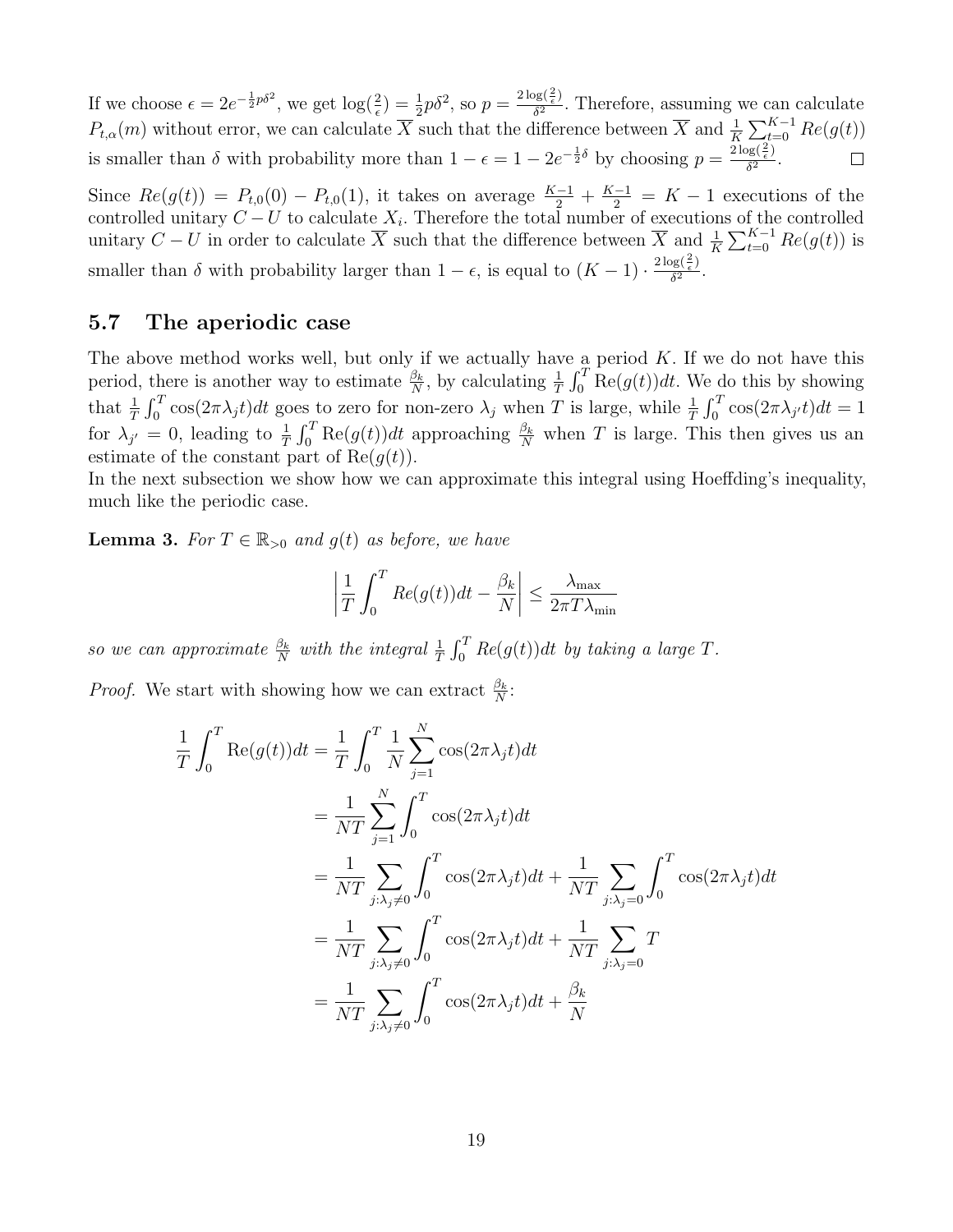If we choose $\epsilon = 2e^{-\frac{1}{2}p\delta^2}$, we get $\log(\frac{2}{\epsilon}) = \frac{1}{2}p\delta^2$, so $p = \frac{2\log(\frac{2}{\epsilon})}{\delta^2}$. Therefore, assuming we can calculate $P_{t,\alpha}(m)$ without error, we can calculate $\overline{X}$ such that the difference between $\overline{X}$ and $\frac{1}{K}\sum_{t=0}^{K-1} Re(g(t))$ is smaller than $\delta$ with probability more than $1 - \epsilon = 1 - 2e^{-\frac{1}{2}\delta}$ by choosing $p = \frac{2\log(\frac{2}{\epsilon})}{\delta^2}$. □

Since $Re(g(t)) = P_{t,0}(0) - P_{t,0}(1)$, it takes on average $\frac{K-1}{2} + \frac{K-1}{2} = K - 1$ executions of the controlled unitary $C-U$ to calculate $X_i$. Therefore the total number of executions of the controlled unitary $C-U$ in order to calculate $\overline{X}$ such that the difference between $\overline{X}$ and $\frac{1}{K}\sum_{t=0}^{K-1} Re(g(t))$ is smaller than $\delta$ with probability larger than $1-\epsilon$, is equal to $(K-1)\cdot\frac{2\log(\frac{2}{\epsilon})}{\delta^2}$.

## 5.7 The aperiodic case

The above method works well, but only if we actually have a period $K$. If we do not have this period, there is another way to estimate $\frac{\beta_k}{N}$, by calculating $\frac{1}{T}\int_0^T \mathrm{Re}(g(t))dt$. We do this by showing that $\frac{1}{T}\int_0^T \cos(2\pi\lambda_j t)dt$ goes to zero for non-zero $\lambda_j$ when $T$ is large, while $\frac{1}{T}\int_0^T \cos(2\pi\lambda_{j'} t)dt = 1$ for $\lambda_{j'} = 0$, leading to $\frac{1}{T}\int_0^T \mathrm{Re}(g(t))dt$ approaching $\frac{\beta_k}{N}$ when $T$ is large. This then gives us an estimate of the constant part of $\mathrm{Re}(g(t))$.

In the next subsection we show how we can approximate this integral using Hoeffding's inequality, much like the periodic case.

**Lemma 3.** *For $T \in \mathbb{R}_{>0}$ and $g(t)$ as before, we have*

$$\left|\frac{1}{T}\int_0^T Re(g(t))dt - \frac{\beta_k}{N}\right| \leq \frac{\lambda_{\max}}{2\pi T\lambda_{\min}}$$

*so we can approximate $\frac{\beta_k}{N}$ with the integral $\frac{1}{T}\int_0^T Re(g(t))dt$ by taking a large $T$.*

*Proof.* We start with showing how we can extract $\frac{\beta_k}{N}$:

$$\begin{aligned}
\frac{1}{T}\int_0^T \mathrm{Re}(g(t))dt &= \frac{1}{T}\int_0^T \frac{1}{N}\sum_{j=1}^{N}\cos(2\pi\lambda_j t)dt \\
&= \frac{1}{NT}\sum_{j=1}^{N}\int_0^T \cos(2\pi\lambda_j t)dt \\
&= \frac{1}{NT}\sum_{j:\lambda_j\neq 0}\int_0^T \cos(2\pi\lambda_j t)dt + \frac{1}{NT}\sum_{j:\lambda_j=0}\int_0^T \cos(2\pi\lambda_j t)dt \\
&= \frac{1}{NT}\sum_{j:\lambda_j\neq 0}\int_0^T \cos(2\pi\lambda_j t)dt + \frac{1}{NT}\sum_{j:\lambda_j=0} T \\
&= \frac{1}{NT}\sum_{j:\lambda_j\neq 0}\int_0^T \cos(2\pi\lambda_j t)dt + \frac{\beta_k}{N}
\end{aligned}$$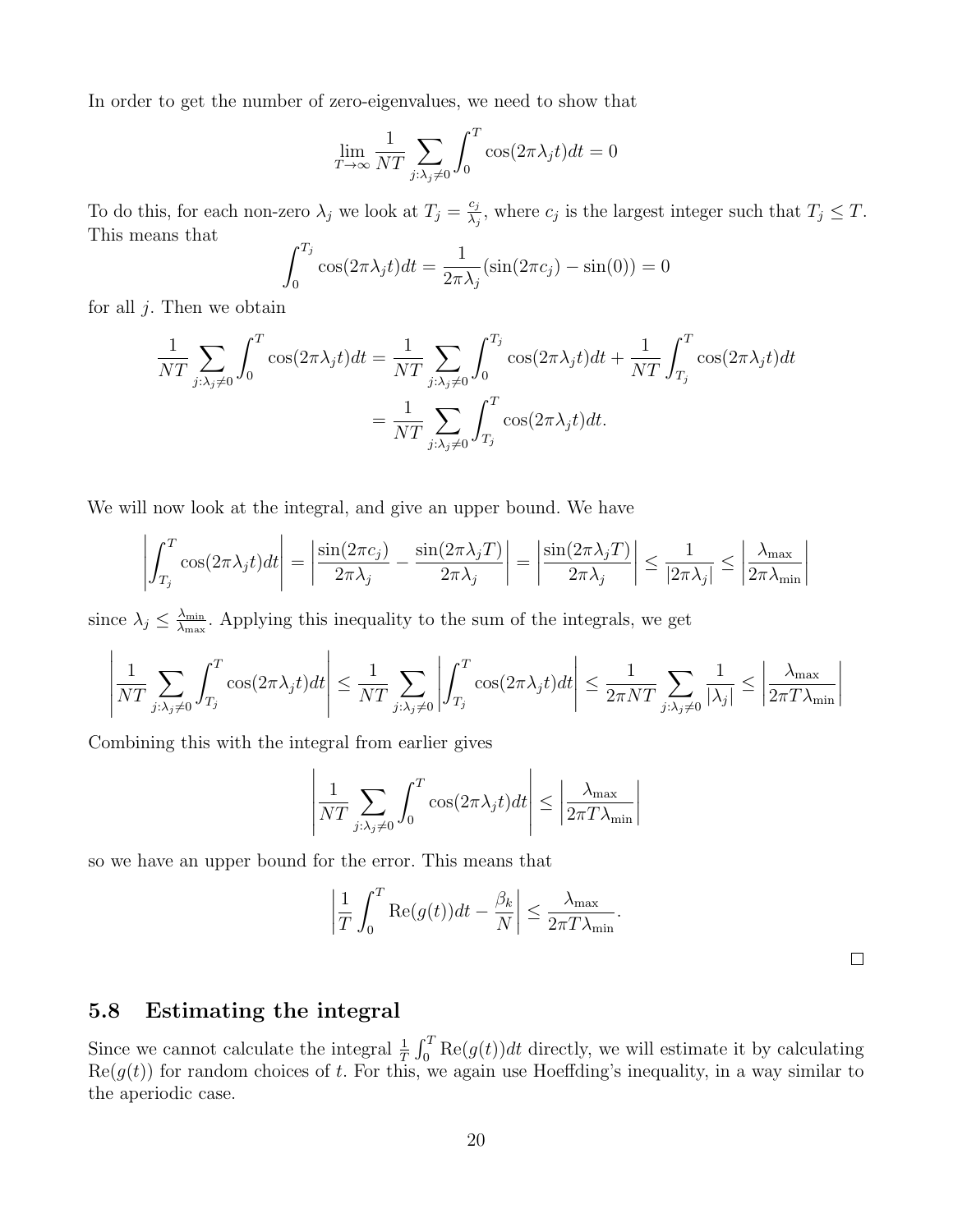In order to get the number of zero-eigenvalues, we need to show that

$$\lim_{T\to\infty} \frac{1}{NT} \sum_{j:\lambda_j \neq 0} \int_0^T \cos(2\pi\lambda_j t)dt = 0$$

To do this, for each non-zero $\lambda_j$ we look at $T_j = \frac{c_j}{\lambda_j}$, where $c_j$ is the largest integer such that $T_j \leq T$. This means that

$$\int_0^{T_j} \cos(2\pi\lambda_j t)dt = \frac{1}{2\pi\lambda_j}(\sin(2\pi c_j) - \sin(0)) = 0$$

for all $j$. Then we obtain

$$\begin{aligned}
\frac{1}{NT} \sum_{j:\lambda_j \neq 0} \int_0^T \cos(2\pi\lambda_j t)dt &= \frac{1}{NT} \sum_{j:\lambda_j \neq 0} \int_0^{T_j} \cos(2\pi\lambda_j t)dt + \frac{1}{NT} \int_{T_j}^T \cos(2\pi\lambda_j t)dt \\
&= \frac{1}{NT} \sum_{j:\lambda_j \neq 0} \int_{T_j}^T \cos(2\pi\lambda_j t)dt.
\end{aligned}$$

We will now look at the integral, and give an upper bound. We have

$$\left| \int_{T_j}^T \cos(2\pi\lambda_j t)dt \right| = \left| \frac{\sin(2\pi c_j)}{2\pi\lambda_j} - \frac{\sin(2\pi\lambda_j T)}{2\pi\lambda_j} \right| = \left| \frac{\sin(2\pi\lambda_j T)}{2\pi\lambda_j} \right| \leq \frac{1}{|2\pi\lambda_j|} \leq \left| \frac{\lambda_{\max}}{2\pi\lambda_{\min}} \right|$$

since $\lambda_j \leq \frac{\lambda_{\min}}{\lambda_{\max}}$. Applying this inequality to the sum of the integrals, we get

$$\left| \frac{1}{NT} \sum_{j:\lambda_j \neq 0} \int_{T_j}^T \cos(2\pi\lambda_j t)dt \right| \leq \frac{1}{NT} \sum_{j:\lambda_j \neq 0} \left| \int_{T_j}^T \cos(2\pi\lambda_j t)dt \right| \leq \frac{1}{2\pi NT} \sum_{j:\lambda_j \neq 0} \frac{1}{|\lambda_j|} \leq \left| \frac{\lambda_{\max}}{2\pi T\lambda_{\min}} \right|$$

Combining this with the integral from earlier gives

$$\left| \frac{1}{NT} \sum_{j:\lambda_j \neq 0} \int_0^T \cos(2\pi\lambda_j t)dt \right| \leq \left| \frac{\lambda_{\max}}{2\pi T\lambda_{\min}} \right|$$

so we have an upper bound for the error. This means that

$$\left| \frac{1}{T} \int_0^T \text{Re}(g(t))dt - \frac{\beta_k}{N} \right| \leq \frac{\lambda_{\max}}{2\pi T\lambda_{\min}}.$$

□

## 5.8 Estimating the integral

Since we cannot calculate the integral $\frac{1}{T}\int_0^T \text{Re}(g(t))dt$ directly, we will estimate it by calculating $\text{Re}(g(t))$ for random choices of $t$. For this, we again use Hoeffding's inequality, in a way similar to the aperiodic case.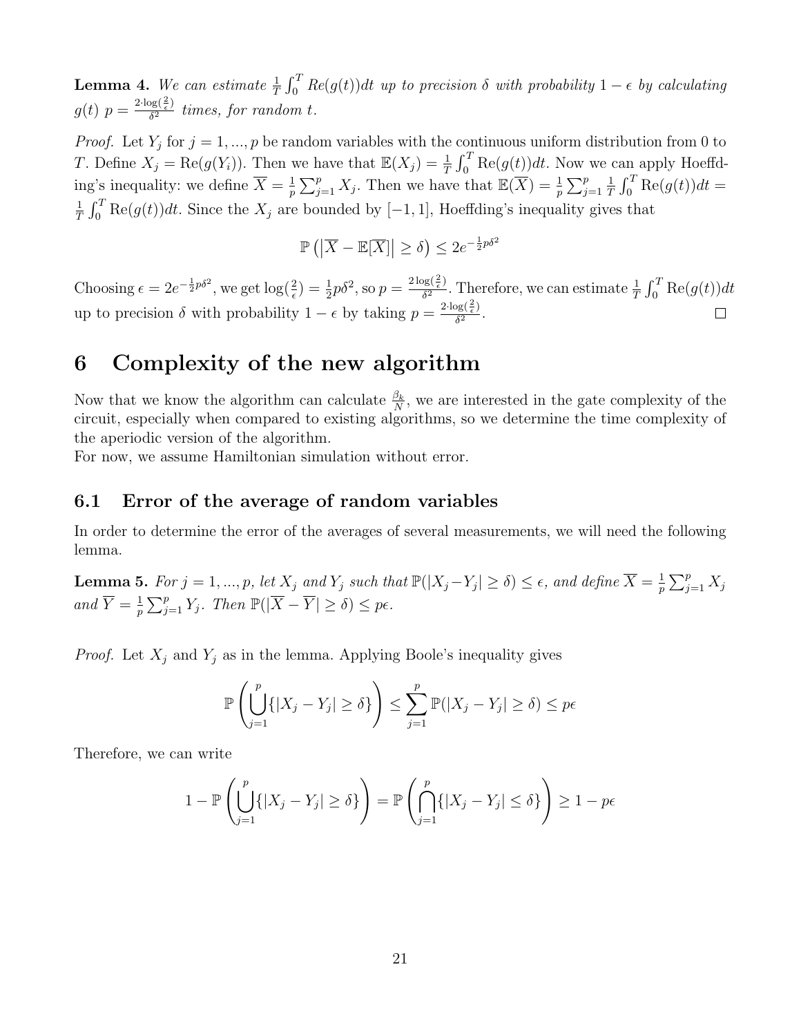**Lemma 4.** *We can estimate $\frac{1}{T}\int_0^T Re(g(t))dt$ up to precision $\delta$ with probability $1-\epsilon$ by calculating $g(t)$ $p = \frac{2\cdot\log(\frac{2}{\epsilon})}{\delta^2}$ times, for random $t$.*

*Proof.* Let $Y_j$ for $j = 1, ..., p$ be random variables with the continuous uniform distribution from 0 to $T$. Define $X_j = \text{Re}(g(Y_i))$. Then we have that $\mathbb{E}(X_j) = \frac{1}{T}\int_0^T \text{Re}(g(t))dt$. Now we can apply Hoeffding's inequality: we define $\overline{X} = \frac{1}{p}\sum_{j=1}^p X_j$. Then we have that $\mathbb{E}(\overline{X}) = \frac{1}{p}\sum_{j=1}^p \frac{1}{T}\int_0^T \text{Re}(g(t))dt = \frac{1}{T}\int_0^T \text{Re}(g(t))dt$. Since the $X_j$ are bounded by $[-1, 1]$, Hoeffding's inequality gives that

$$\mathbb{P}\left(\left|\overline{X} - \mathbb{E}[\overline{X}]\right| \geq \delta\right) \leq 2e^{-\frac{1}{2}p\delta^2}$$

Choosing $\epsilon = 2e^{-\frac{1}{2}p\delta^2}$, we get $\log(\frac{2}{\epsilon}) = \frac{1}{2}p\delta^2$, so $p = \frac{2\log(\frac{2}{\epsilon})}{\delta^2}$. Therefore, we can estimate $\frac{1}{T}\int_0^T \text{Re}(g(t))dt$ up to precision $\delta$ with probability $1-\epsilon$ by taking $p = \frac{2\cdot\log(\frac{2}{\epsilon})}{\delta^2}$. □

# 6 Complexity of the new algorithm

Now that we know the algorithm can calculate $\frac{\beta_k}{N}$, we are interested in the gate complexity of the circuit, especially when compared to existing algorithms, so we determine the time complexity of the aperiodic version of the algorithm.
For now, we assume Hamiltonian simulation without error.

## 6.1 Error of the average of random variables

In order to determine the error of the averages of several measurements, we will need the following lemma.

**Lemma 5.** *For $j = 1, ..., p$, let $X_j$ and $Y_j$ such that $\mathbb{P}(|X_j - Y_j| \geq \delta) \leq \epsilon$, and define $\overline{X} = \frac{1}{p}\sum_{j=1}^p X_j$ and $\overline{Y} = \frac{1}{p}\sum_{j=1}^p Y_j$. Then $\mathbb{P}(|\overline{X} - \overline{Y}| \geq \delta) \leq p\epsilon$.*

*Proof.* Let $X_j$ and $Y_j$ as in the lemma. Applying Boole's inequality gives

$$\mathbb{P}\left(\bigcup_{j=1}^p \{|X_j - Y_j| \geq \delta\}\right) \leq \sum_{j=1}^p \mathbb{P}(|X_j - Y_j| \geq \delta) \leq p\epsilon$$

Therefore, we can write

$$1 - \mathbb{P}\left(\bigcup_{j=1}^p \{|X_j - Y_j| \geq \delta\}\right) = \mathbb{P}\left(\bigcap_{j=1}^p \{|X_j - Y_j| \leq \delta\}\right) \geq 1 - p\epsilon$$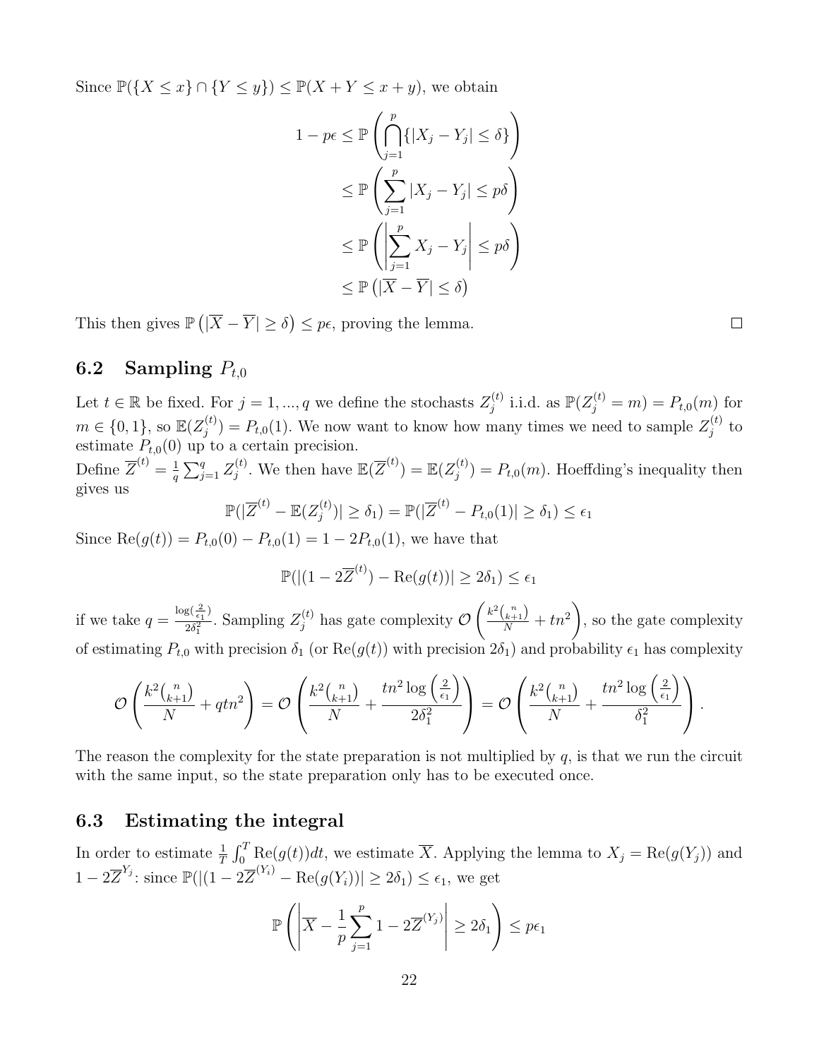Since $\mathbb{P}(\{X \leq x\} \cap \{Y \leq y\}) \leq \mathbb{P}(X + Y \leq x + y)$, we obtain

$$
\begin{aligned}
1 - p\epsilon &\leq \mathbb{P}\left(\bigcap_{j=1}^{p} \{|X_j - Y_j| \leq \delta\}\right) \\
&\leq \mathbb{P}\left(\sum_{j=1}^{p} |X_j - Y_j| \leq p\delta\right) \\
&\leq \mathbb{P}\left(\left|\sum_{j=1}^{p} X_j - Y_j\right| \leq p\delta\right) \\
&\leq \mathbb{P}\left(|\overline{X} - \overline{Y}| \leq \delta\right)
\end{aligned}
$$

This then gives $\mathbb{P}\left(|\overline{X} - \overline{Y}| \geq \delta\right) \leq p\epsilon$, proving the lemma. □

## 6.2 Sampling $P_{t,0}$

Let $t \in \mathbb{R}$ be fixed. For $j = 1, ..., q$ we define the stochasts $Z_j^{(t)}$ i.i.d. as $\mathbb{P}(Z_j^{(t)} = m) = P_{t,0}(m)$ for $m \in \{0, 1\}$, so $\mathbb{E}(Z_j^{(t)}) = P_{t,0}(1)$. We now want to know how many times we need to sample $Z_j^{(t)}$ to estimate $P_{t,0}(0)$ up to a certain precision.
Define $\overline{Z}^{(t)} = \frac{1}{q}\sum_{j=1}^{q} Z_j^{(t)}$. We then have $\mathbb{E}(\overline{Z}^{(t)}) = \mathbb{E}(Z_j^{(t)}) = P_{t,0}(m)$. Hoeffding's inequality then gives us

$$
\mathbb{P}(|\overline{Z}^{(t)} - \mathbb{E}(Z_j^{(t)})| \geq \delta_1) = \mathbb{P}(|\overline{Z}^{(t)} - P_{t,0}(1)| \geq \delta_1) \leq \epsilon_1
$$

Since $\mathrm{Re}(g(t)) = P_{t,0}(0) - P_{t,0}(1) = 1 - 2P_{t,0}(1)$, we have that

$$
\mathbb{P}(|(1 - 2\overline{Z}^{(t)}) - \mathrm{Re}(g(t))| \geq 2\delta_1) \leq \epsilon_1
$$

if we take $q = \frac{\log(\frac{2}{\epsilon_1})}{2\delta_1^2}$. Sampling $Z_j^{(t)}$ has gate complexity $\mathcal{O}\left(\frac{k^2\binom{n}{k+1}}{N} + tn^2\right)$, so the gate complexity of estimating $P_{t,0}$ with precision $\delta_1$ (or $\mathrm{Re}(g(t))$ with precision $2\delta_1$) and probability $\epsilon_1$ has complexity

$$
\mathcal{O}\left(\frac{k^2\binom{n}{k+1}}{N} + qtn^2\right) = \mathcal{O}\left(\frac{k^2\binom{n}{k+1}}{N} + \frac{tn^2\log\left(\frac{2}{\epsilon_1}\right)}{2\delta_1^2}\right) = \mathcal{O}\left(\frac{k^2\binom{n}{k+1}}{N} + \frac{tn^2\log\left(\frac{2}{\epsilon_1}\right)}{\delta_1^2}\right).
$$

The reason the complexity for the state preparation is not multiplied by $q$, is that we run the circuit with the same input, so the state preparation only has to be executed once.

## 6.3 Estimating the integral

In order to estimate $\frac{1}{T}\int_0^T \mathrm{Re}(g(t))dt$, we estimate $\overline{X}$. Applying the lemma to $X_j = \mathrm{Re}(g(Y_j))$ and $1 - 2\overline{Z}^{Y_j}$: since $\mathbb{P}(|(1 - 2\overline{Z}^{(Y_i)} - \mathrm{Re}(g(Y_i))| \geq 2\delta_1) \leq \epsilon_1$, we get

$$
\mathbb{P}\left(\left|\overline{X} - \frac{1}{p}\sum_{j=1}^{p} 1 - 2\overline{Z}^{(Y_j)}\right| \geq 2\delta_1\right) \leq p\epsilon_1
$$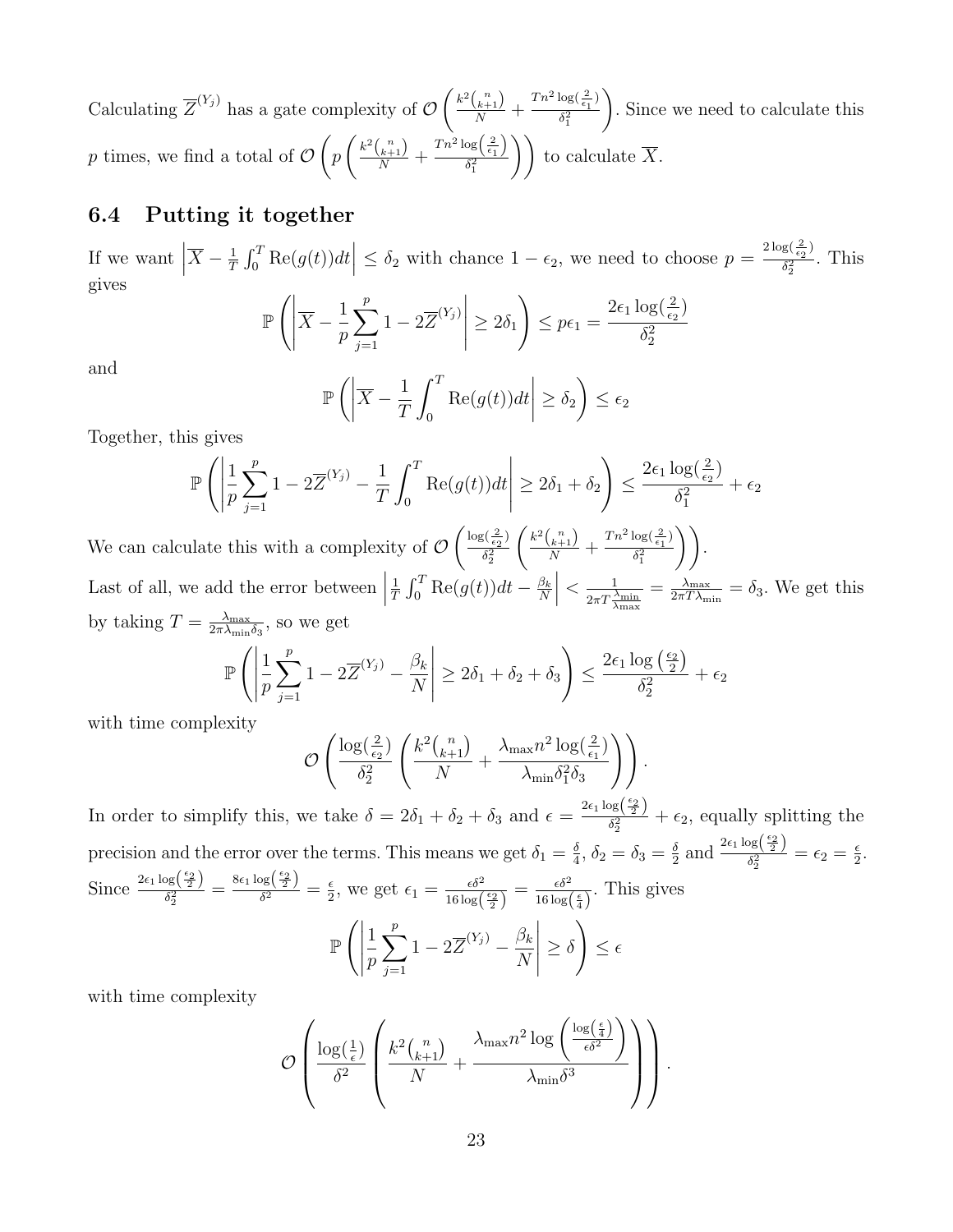Calculating $\overline{Z}^{(Y_j)}$ has a gate complexity of $\mathcal{O}\left(\frac{k^2\binom{n}{k+1}}{N} + \frac{Tn^2\log\left(\frac{2}{\epsilon_1}\right)}{\delta_1^2}\right)$. Since we need to calculate this $p$ times, we find a total of $\mathcal{O}\left(p\left(\frac{k^2\binom{n}{k+1}}{N} + \frac{Tn^2\log\left(\frac{2}{\epsilon_1}\right)}{\delta_1^2}\right)\right)$ to calculate $\overline{X}$.

## 6.4 Putting it together

If we want $\left|\overline{X} - \frac{1}{T}\int_0^T \mathrm{Re}(g(t))dt\right| \leq \delta_2$ with chance $1-\epsilon_2$, we need to choose $p = \frac{2\log\left(\frac{2}{\epsilon_2}\right)}{\delta_2^2}$. This gives

$$\mathbb{P}\left(\left|\overline{X} - \frac{1}{p}\sum_{j=1}^{p} 1 - 2\overline{Z}^{(Y_j)}\right| \geq 2\delta_1\right) \leq p\epsilon_1 = \frac{2\epsilon_1\log\left(\frac{2}{\epsilon_2}\right)}{\delta_2^2}$$

and

$$\mathbb{P}\left(\left|\overline{X} - \frac{1}{T}\int_0^T \mathrm{Re}(g(t))dt\right| \geq \delta_2\right) \leq \epsilon_2$$

Together, this gives

$$\mathbb{P}\left(\left|\frac{1}{p}\sum_{j=1}^{p} 1 - 2\overline{Z}^{(Y_j)} - \frac{1}{T}\int_0^T \mathrm{Re}(g(t))dt\right| \geq 2\delta_1 + \delta_2\right) \leq \frac{2\epsilon_1\log\left(\frac{2}{\epsilon_2}\right)}{\delta_1^2} + \epsilon_2$$

We can calculate this with a complexity of $\mathcal{O}\left(\frac{\log\left(\frac{2}{\epsilon_2}\right)}{\delta_2^2}\left(\frac{k^2\binom{n}{k+1}}{N} + \frac{Tn^2\log\left(\frac{2}{\epsilon_1}\right)}{\delta_1^2}\right)\right)$.

Last of all, we add the error between $\left|\frac{1}{T}\int_0^T \mathrm{Re}(g(t))dt - \frac{\beta_k}{N}\right| < \frac{1}{2\pi T\frac{\lambda_{\min}}{\lambda_{\max}}} = \frac{\lambda_{\max}}{2\pi T\lambda_{\min}} = \delta_3$. We get this by taking $T = \frac{\lambda_{\max}}{2\pi\lambda_{\min}\delta_3}$, so we get

$$\mathbb{P}\left(\left|\frac{1}{p}\sum_{j=1}^{p} 1 - 2\overline{Z}^{(Y_j)} - \frac{\beta_k}{N}\right| \geq 2\delta_1 + \delta_2 + \delta_3\right) \leq \frac{2\epsilon_1\log\left(\frac{\epsilon_2}{2}\right)}{\delta_2^2} + \epsilon_2$$

with time complexity

$$\mathcal{O}\left(\frac{\log\left(\frac{2}{\epsilon_2}\right)}{\delta_2^2}\left(\frac{k^2\binom{n}{k+1}}{N} + \frac{\lambda_{\max}n^2\log\left(\frac{2}{\epsilon_1}\right)}{\lambda_{\min}\delta_1^2\delta_3}\right)\right).$$

In order to simplify this, we take $\delta = 2\delta_1 + \delta_2 + \delta_3$ and $\epsilon = \frac{2\epsilon_1\log\left(\frac{\epsilon_2}{2}\right)}{\delta_2^2} + \epsilon_2$, equally splitting the precision and the error over the terms. This means we get $\delta_1 = \frac{\delta}{4}$, $\delta_2 = \delta_3 = \frac{\delta}{2}$ and $\frac{2\epsilon_1\log\left(\frac{\epsilon_2}{2}\right)}{\delta_2^2} = \epsilon_2 = \frac{\epsilon}{2}$. Since $\frac{2\epsilon_1\log\left(\frac{\epsilon_2}{2}\right)}{\delta_2^2} = \frac{8\epsilon_1\log\left(\frac{\epsilon_2}{2}\right)}{\delta^2} = \frac{\epsilon}{2}$, we get $\epsilon_1 = \frac{\epsilon\delta^2}{16\log\left(\frac{\epsilon_2}{2}\right)} = \frac{\epsilon\delta^2}{16\log\left(\frac{\epsilon}{4}\right)}$. This gives

$$\mathbb{P}\left(\left|\frac{1}{p}\sum_{j=1}^{p} 1 - 2\overline{Z}^{(Y_j)} - \frac{\beta_k}{N}\right| \geq \delta\right) \leq \epsilon$$

with time complexity

$$\mathcal{O}\left(\frac{\log\left(\frac{1}{\epsilon}\right)}{\delta^2}\left(\frac{k^2\binom{n}{k+1}}{N} + \frac{\lambda_{\max}n^2\log\left(\frac{\log\left(\frac{\epsilon}{4}\right)}{\epsilon\delta^2}\right)}{\lambda_{\min}\delta^3}\right)\right).$$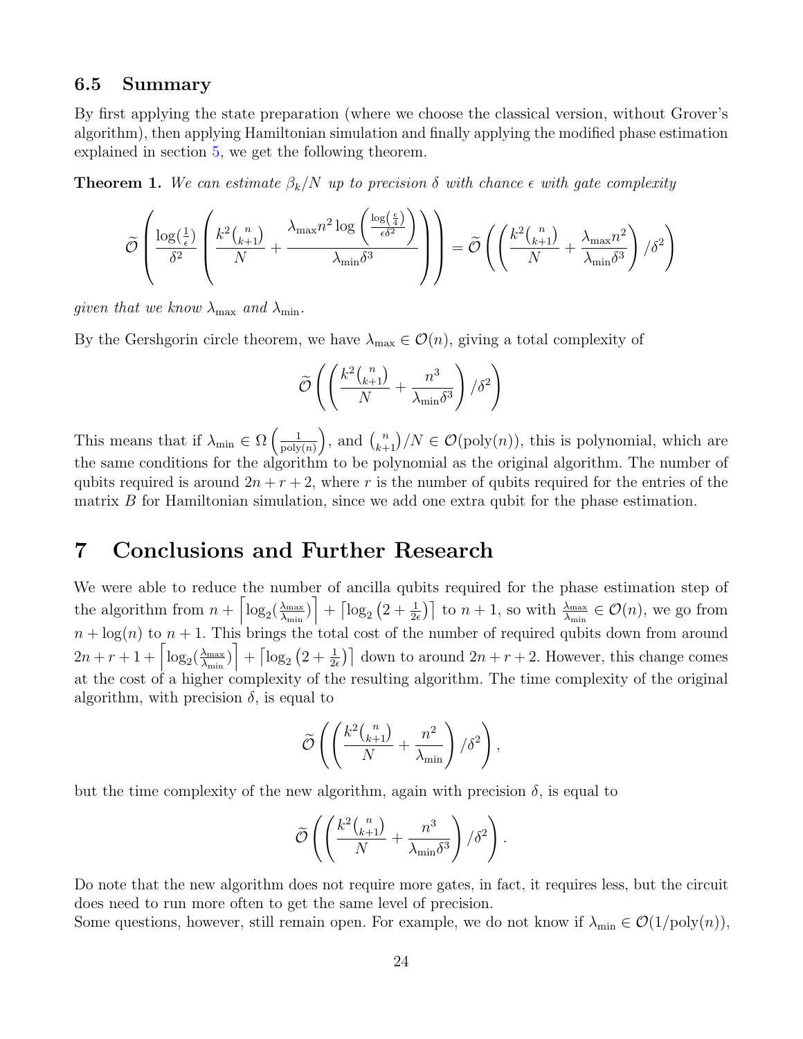### 6.5 Summary

By first applying the state preparation (where we choose the classical version, without Grover's algorithm), then applying Hamiltonian simulation and finally applying the modified phase estimation explained in section 5, we get the following theorem.

**Theorem 1.** *We can estimate $\beta_k/N$ up to precision $\delta$ with chance $\epsilon$ with gate complexity*

$$\widetilde{\mathcal{O}}\left(\frac{\log(\frac{1}{\epsilon})}{\delta^2}\left(\frac{k^2\binom{n}{k+1}}{N}+\frac{\lambda_{\max}n^2\log\left(\frac{\log\left(\frac{\epsilon}{4}\right)}{\epsilon\delta^2}\right)}{\lambda_{\min}\delta^3}\right)\right)=\widetilde{\mathcal{O}}\left(\left(\frac{k^2\binom{n}{k+1}}{N}+\frac{\lambda_{\max}n^2}{\lambda_{\min}\delta^3}\right)/\delta^2\right)$$

*given that we know $\lambda_{\max}$ and $\lambda_{\min}$.*

By the Gershgorin circle theorem, we have $\lambda_{\max}\in\mathcal{O}(n)$, giving a total complexity of

$$\widetilde{\mathcal{O}}\left(\left(\frac{k^2\binom{n}{k+1}}{N}+\frac{n^3}{\lambda_{\min}\delta^3}\right)/\delta^2\right)$$

This means that if $\lambda_{\min}\in\Omega\left(\frac{1}{\text{poly}(n)}\right)$, and $\binom{n}{k+1}/N\in\mathcal{O}(\text{poly}(n))$, this is polynomial, which are the same conditions for the algorithm to be polynomial as the original algorithm. The number of qubits required is around $2n+r+2$, where $r$ is the number of qubits required for the entries of the matrix $B$ for Hamiltonian simulation, since we add one extra qubit for the phase estimation.

# 7 Conclusions and Further Research

We were able to reduce the number of ancilla qubits required for the phase estimation step of the algorithm from $n+\left\lceil\log_2(\frac{\lambda_{\max}}{\lambda_{\min}})\right\rceil+\left\lceil\log_2\left(2+\frac{1}{2\epsilon}\right)\right\rceil$ to $n+1$, so with $\frac{\lambda_{\max}}{\lambda_{\min}}\in\mathcal{O}(n)$, we go from $n+\log(n)$ to $n+1$. This brings the total cost of the number of required qubits down from around $2n+r+1+\left\lceil\log_2(\frac{\lambda_{\max}}{\lambda_{\min}})\right\rceil+\left\lceil\log_2\left(2+\frac{1}{2\epsilon}\right)\right\rceil$ down to around $2n+r+2$. However, this change comes at the cost of a higher complexity of the resulting algorithm. The time complexity of the original algorithm, with precision $\delta$, is equal to

$$\widetilde{\mathcal{O}}\left(\left(\frac{k^2\binom{n}{k+1}}{N}+\frac{n^2}{\lambda_{\min}}\right)/\delta^2\right),$$

but the time complexity of the new algorithm, again with precision $\delta$, is equal to

$$\widetilde{\mathcal{O}}\left(\left(\frac{k^2\binom{n}{k+1}}{N}+\frac{n^3}{\lambda_{\min}\delta^3}\right)/\delta^2\right).$$

Do note that the new algorithm does not require more gates, in fact, it requires less, but the circuit does need to run more often to get the same level of precision.

Some questions, however, still remain open. For example, we do not know if $\lambda_{\min}\in\mathcal{O}(1/\text{poly}(n))$,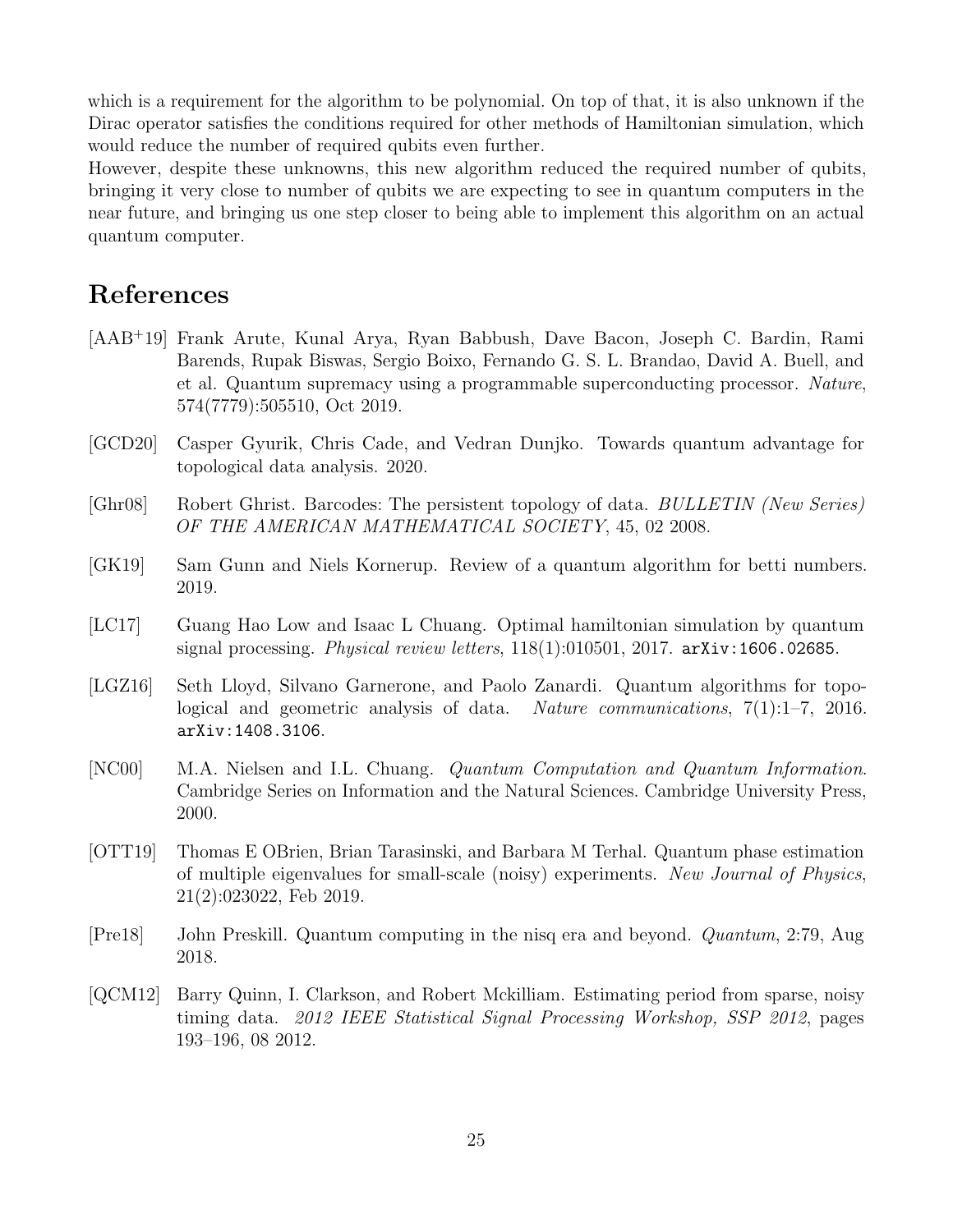which is a requirement for the algorithm to be polynomial. On top of that, it is also unknown if the Dirac operator satisfies the conditions required for other methods of Hamiltonian simulation, which would reduce the number of required qubits even further.
However, despite these unknowns, this new algorithm reduced the required number of qubits, bringing it very close to number of qubits we are expecting to see in quantum computers in the near future, and bringing us one step closer to being able to implement this algorithm on an actual quantum computer.

# References

[AAB+19] Frank Arute, Kunal Arya, Ryan Babbush, Dave Bacon, Joseph C. Bardin, Rami Barends, Rupak Biswas, Sergio Boixo, Fernando G. S. L. Brandao, David A. Buell, and et al. Quantum supremacy using a programmable superconducting processor. *Nature*, 574(7779):505510, Oct 2019.

[GCD20] Casper Gyurik, Chris Cade, and Vedran Dunjko. Towards quantum advantage for topological data analysis. 2020.

[Ghr08] Robert Ghrist. Barcodes: The persistent topology of data. *BULLETIN (New Series) OF THE AMERICAN MATHEMATICAL SOCIETY*, 45, 02 2008.

[GK19] Sam Gunn and Niels Kornerup. Review of a quantum algorithm for betti numbers. 2019.

[LC17] Guang Hao Low and Isaac L Chuang. Optimal hamiltonian simulation by quantum signal processing. *Physical review letters*, 118(1):010501, 2017. arXiv:1606.02685.

[LGZ16] Seth Lloyd, Silvano Garnerone, and Paolo Zanardi. Quantum algorithms for topological and geometric analysis of data. *Nature communications*, 7(1):1–7, 2016. arXiv:1408.3106.

[NC00] M.A. Nielsen and I.L. Chuang. *Quantum Computation and Quantum Information*. Cambridge Series on Information and the Natural Sciences. Cambridge University Press, 2000.

[OTT19] Thomas E OBrien, Brian Tarasinski, and Barbara M Terhal. Quantum phase estimation of multiple eigenvalues for small-scale (noisy) experiments. *New Journal of Physics*, 21(2):023022, Feb 2019.

[Pre18] John Preskill. Quantum computing in the nisq era and beyond. *Quantum*, 2:79, Aug 2018.

[QCM12] Barry Quinn, I. Clarkson, and Robert Mckilliam. Estimating period from sparse, noisy timing data. *2012 IEEE Statistical Signal Processing Workshop, SSP 2012*, pages 193–196, 08 2012.